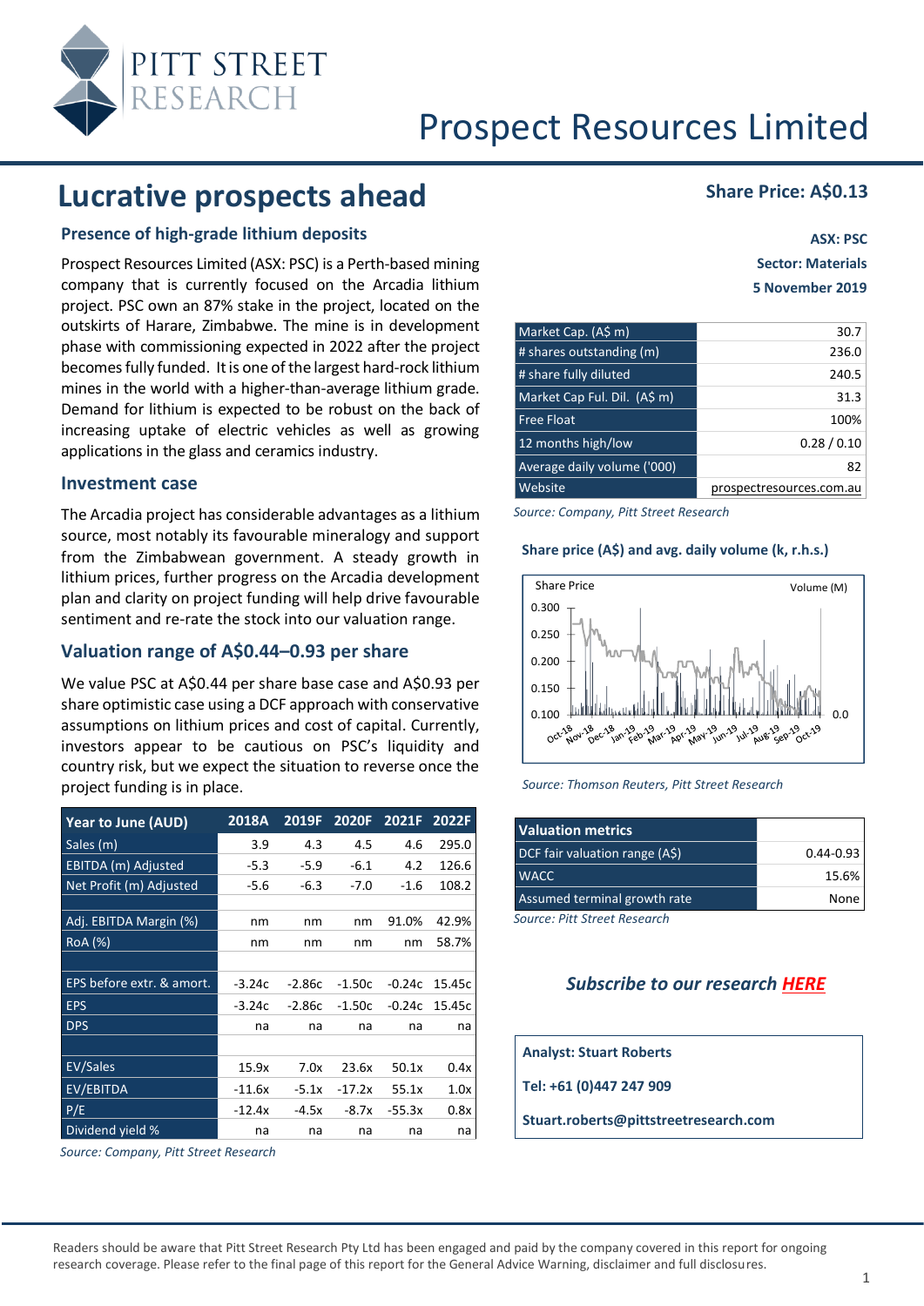# Prospect Resources Limited

## Lucrative prospects ahead

**Share Price: A$0.13**

**ASX: PSC**

**Sector: Materials**

**5 November 2019**

### Presence of high-grade lithium deposits

Prospect Resources Limited (ASX: PSC) is a Perth-based mining company that is currently focused on the Arcadia lithium project. PSC own an 87% stake in the project, located on the outskirts of Harare, Zimbabwe. The mine is in development phase with commissioning expected in 2022 after the project becomes fully funded. It is one of the largest hard-rock lithium mines in the world with a higher-than-average lithium grade. Demand for lithium is expected to be robust on the back of increasing uptake of electric vehicles as well as growing applications in the glass and ceramics industry.

### Investment case

The Arcadia project has considerable advantages as a lithium source, most notably its favourable mineralogy and support from the Zimbabwean government. A steady growth in lithium prices, further progress on the Arcadia development plan and clarity on project funding will help drive favourable sentiment and re-rate the stock into our valuation range.

### Valuation range of A$0.44–0.93 per share

We value PSC at A$0.44 per share base case and A$0.93 per share optimistic case using a DCF approach with conservative assumptions on lithium prices and cost of capital. Currently, investors appear to be cautious on PSC's liquidity and country risk, but we expect the situation to reverse once the project funding is in place.

| Year to June (AUD) | 2018A | 2019F | 2020F | 2021F | 2022F |
|---|---|---|---|---|---|
| Sales (m) | 3.9 | 4.3 | 4.5 | 4.6 | 295.0 |
| EBITDA (m) Adjusted | -5.3 | -5.9 | -6.1 | 4.2 | 126.6 |
| Net Profit (m) Adjusted | -5.6 | -6.3 | -7.0 | -1.6 | 108.2 |
| | | | | | |
| Adj. EBITDA Margin (%) | nm | nm | nm | 91.0% | 42.9% |
| RoA (%) | nm | nm | nm | nm | 58.7% |
| | | | | | |
| EPS before extr. & amort. | -3.24c | -2.86c | -1.50c | -0.24c | 15.45c |
| EPS | -3.24c | -2.86c | -1.50c | -0.24c | 15.45c |
| DPS | na | na | na | na | na |
| | | | | | |
| EV/Sales | 15.9x | 7.0x | 23.6x | 50.1x | 0.4x |
| EV/EBITDA | -11.6x | -5.1x | -17.2x | 55.1x | 1.0x |
| P/E | -12.4x | -4.5x | -8.7x | -55.3x | 0.8x |
| Dividend yield % | na | na | na | na | na |

*Source: Company, Pitt Street Research*

| | |
|---|---|
| Market Cap. (A$ m) | 30.7 |
| # shares outstanding (m) | 236.0 |
| # share fully diluted | 240.5 |
| Market Cap Ful. Dil. (A$ m) | 31.3 |
| Free Float | 100% |
| 12 months high/low | 0.28 / 0.10 |
| Average daily volume ('000) | 82 |
| Website | prospectresources.com.au |

*Source: Company, Pitt Street Research*

**Share price (A$) and avg. daily volume (k, r.h.s.)**

*Source: Thomson Reuters, Pitt Street Research*

| Valuation metrics | |
|---|---|
| DCF fair valuation range (A$) | 0.44-0.93 |
| WACC | 15.6% |
| Assumed terminal growth rate | None |

*Source: Pitt Street Research*

***Subscribe to our research HERE***

**Analyst: Stuart Roberts**

**Tel: +61 (0)447 247 909**

**Stuart.roberts@pittstreetresearch.com**

Readers should be aware that Pitt Street Research Pty Ltd has been engaged and paid by the company covered in this report for ongoing research coverage. Please refer to the final page of this report for the General Advice Warning, disclaimer and full disclosures.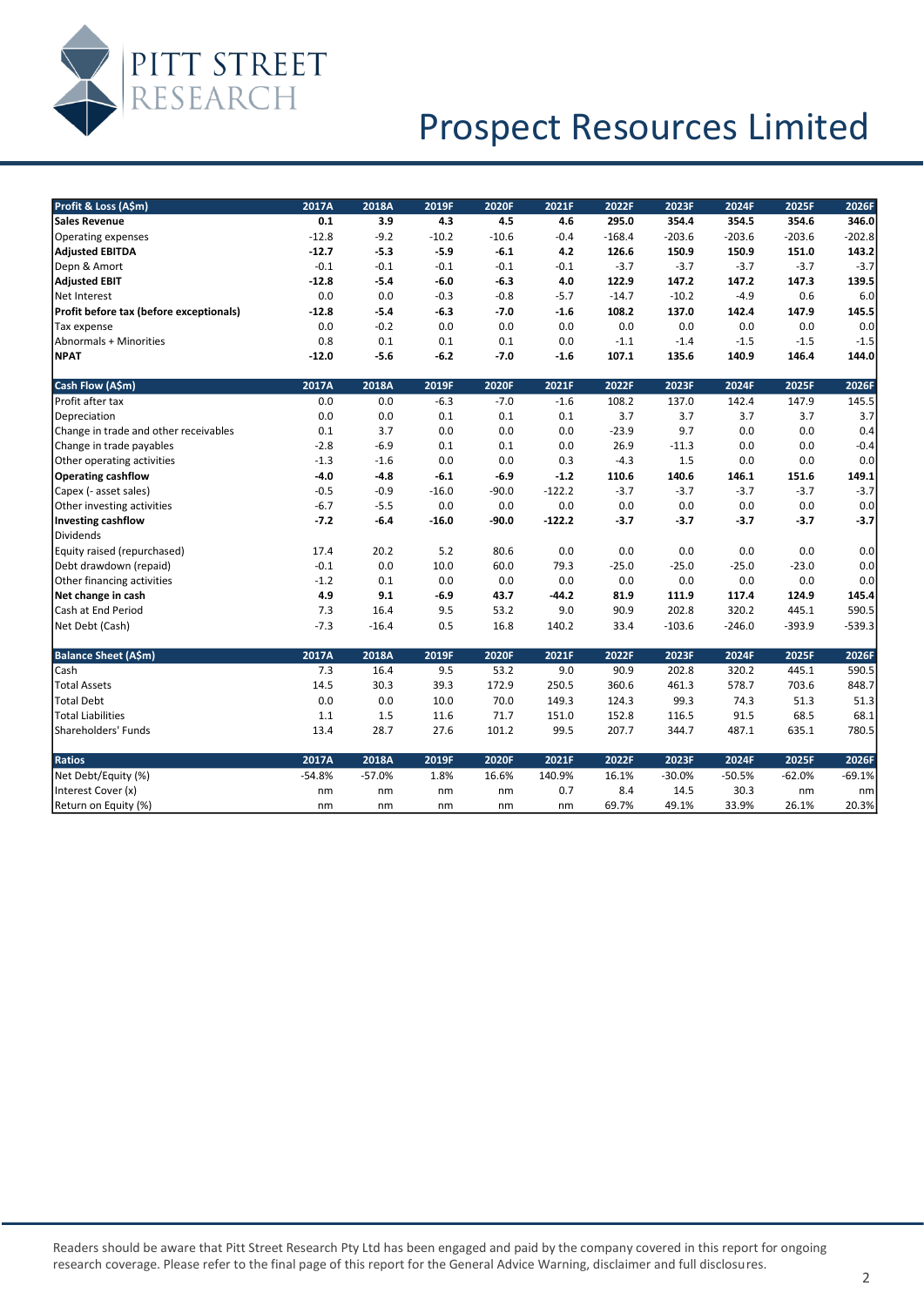# Prospect Resources Limited

| Profit & Loss (A$m) | 2017A | 2018A | 2019F | 2020F | 2021F | 2022F | 2023F | 2024F | 2025F | 2026F |
|---|---|---|---|---|---|---|---|---|---|---|
| **Sales Revenue** | **0.1** | **3.9** | **4.3** | **4.5** | **4.6** | **295.0** | **354.4** | **354.5** | **354.6** | **346.0** |
| Operating expenses | -12.8 | -9.2 | -10.2 | -10.6 | -0.4 | -168.4 | -203.6 | -203.6 | -203.6 | -202.8 |
| **Adjusted EBITDA** | **-12.7** | **-5.3** | **-5.9** | **-6.1** | **4.2** | **126.6** | **150.9** | **150.9** | **151.0** | **143.2** |
| Depn & Amort | -0.1 | -0.1 | -0.1 | -0.1 | -0.1 | -3.7 | -3.7 | -3.7 | -3.7 | -3.7 |
| **Adjusted EBIT** | **-12.8** | **-5.4** | **-6.0** | **-6.3** | **4.0** | **122.9** | **147.2** | **147.2** | **147.3** | **139.5** |
| Net Interest | 0.0 | 0.0 | -0.3 | -0.8 | -5.7 | -14.7 | -10.2 | -4.9 | 0.6 | 6.0 |
| **Profit before tax (before exceptionals)** | **-12.8** | **-5.4** | **-6.3** | **-7.0** | **-1.6** | **108.2** | **137.0** | **142.4** | **147.9** | **145.5** |
| Tax expense | 0.0 | -0.2 | 0.0 | 0.0 | 0.0 | 0.0 | 0.0 | 0.0 | 0.0 | 0.0 |
| Abnormals + Minorities | 0.8 | 0.1 | 0.1 | 0.1 | 0.0 | -1.1 | -1.4 | -1.5 | -1.5 | -1.5 |
| **NPAT** | **-12.0** | **-5.6** | **-6.2** | **-7.0** | **-1.6** | **107.1** | **135.6** | **140.9** | **146.4** | **144.0** |

| Cash Flow (A$m) | 2017A | 2018A | 2019F | 2020F | 2021F | 2022F | 2023F | 2024F | 2025F | 2026F |
|---|---|---|---|---|---|---|---|---|---|---|
| Profit after tax | 0.0 | 0.0 | -6.3 | -7.0 | -1.6 | 108.2 | 137.0 | 142.4 | 147.9 | 145.5 |
| Depreciation | 0.0 | 0.0 | 0.1 | 0.1 | 0.1 | 3.7 | 3.7 | 3.7 | 3.7 | 3.7 |
| Change in trade and other receivables | 0.1 | 3.7 | 0.0 | 0.0 | 0.0 | -23.9 | 9.7 | 0.0 | 0.0 | 0.4 |
| Change in trade payables | -2.8 | -6.9 | 0.1 | 0.1 | 0.0 | 26.9 | -11.3 | 0.0 | 0.0 | -0.4 |
| Other operating activities | -1.3 | -1.6 | 0.0 | 0.0 | 0.3 | -4.3 | 1.5 | 0.0 | 0.0 | 0.0 |
| **Operating cashflow** | **-4.0** | **-4.8** | **-6.1** | **-6.9** | **-1.2** | **110.6** | **140.6** | **146.1** | **151.6** | **149.1** |
| Capex (- asset sales) | -0.5 | -0.9 | -16.0 | -90.0 | -122.2 | -3.7 | -3.7 | -3.7 | -3.7 | -3.7 |
| Other investing activities | -6.7 | -5.5 | 0.0 | 0.0 | 0.0 | 0.0 | 0.0 | 0.0 | 0.0 | 0.0 |
| **Investing cashflow** | **-7.2** | **-6.4** | **-16.0** | **-90.0** | **-122.2** | **-3.7** | **-3.7** | **-3.7** | **-3.7** | **-3.7** |
| Dividends | | | | | | | | | | |
| Equity raised (repurchased) | 17.4 | 20.2 | 5.2 | 80.6 | 0.0 | 0.0 | 0.0 | 0.0 | 0.0 | 0.0 |
| Debt drawdown (repaid) | -0.1 | 0.0 | 10.0 | 60.0 | 79.3 | -25.0 | -25.0 | -25.0 | -23.0 | 0.0 |
| Other financing activities | -1.2 | 0.1 | 0.0 | 0.0 | 0.0 | 0.0 | 0.0 | 0.0 | 0.0 | 0.0 |
| **Net change in cash** | **4.9** | **9.1** | **-6.9** | **43.7** | **-44.2** | **81.9** | **111.9** | **117.4** | **124.9** | **145.4** |
| Cash at End Period | 7.3 | 16.4 | 9.5 | 53.2 | 9.0 | 90.9 | 202.8 | 320.2 | 445.1 | 590.5 |
| Net Debt (Cash) | -7.3 | -16.4 | 0.5 | 16.8 | 140.2 | 33.4 | -103.6 | -246.0 | -393.9 | -539.3 |

| Balance Sheet (A$m) | 2017A | 2018A | 2019F | 2020F | 2021F | 2022F | 2023F | 2024F | 2025F | 2026F |
|---|---|---|---|---|---|---|---|---|---|---|
| Cash | 7.3 | 16.4 | 9.5 | 53.2 | 9.0 | 90.9 | 202.8 | 320.2 | 445.1 | 590.5 |
| Total Assets | 14.5 | 30.3 | 39.3 | 172.9 | 250.5 | 360.6 | 461.3 | 578.7 | 703.6 | 848.7 |
| Total Debt | 0.0 | 0.0 | 10.0 | 70.0 | 149.3 | 124.3 | 99.3 | 74.3 | 51.3 | 51.3 |
| Total Liabilities | 1.1 | 1.5 | 11.6 | 71.7 | 151.0 | 152.8 | 116.5 | 91.5 | 68.5 | 68.1 |
| Shareholders' Funds | 13.4 | 28.7 | 27.6 | 101.2 | 99.5 | 207.7 | 344.7 | 487.1 | 635.1 | 780.5 |

| Ratios | 2017A | 2018A | 2019F | 2020F | 2021F | 2022F | 2023F | 2024F | 2025F | 2026F |
|---|---|---|---|---|---|---|---|---|---|---|
| Net Debt/Equity (%) | -54.8% | -57.0% | 1.8% | 16.6% | 140.9% | 16.1% | -30.0% | -50.5% | -62.0% | -69.1% |
| Interest Cover (x) | nm | nm | nm | nm | 0.7 | 8.4 | 14.5 | 30.3 | nm | nm |
| Return on Equity (%) | nm | nm | nm | nm | nm | 69.7% | 49.1% | 33.9% | 26.1% | 20.3% |

Readers should be aware that Pitt Street Research Pty Ltd has been engaged and paid by the company covered in this report for ongoing research coverage. Please refer to the final page of this report for the General Advice Warning, disclaimer and full disclosures.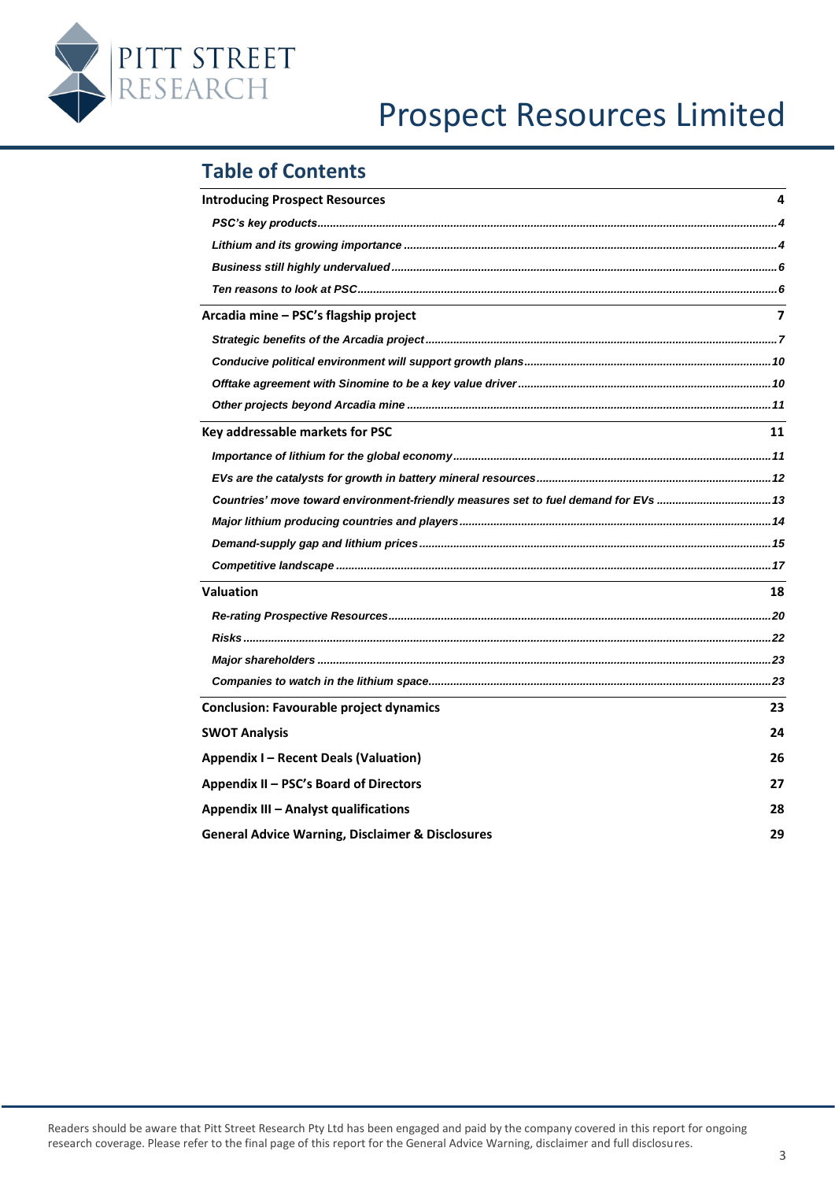## Table of Contents

| | |
|---|---|
| **Introducing Prospect Resources** | **4** |
| *PSC's key products* | *4* |
| *Lithium and its growing importance* | *4* |
| *Business still highly undervalued* | *6* |
| *Ten reasons to look at PSC* | *6* |
| **Arcadia mine – PSC's flagship project** | **7** |
| *Strategic benefits of the Arcadia project* | *7* |
| *Conducive political environment will support growth plans* | *10* |
| *Offtake agreement with Sinomine to be a key value driver* | *10* |
| *Other projects beyond Arcadia mine* | *11* |
| **Key addressable markets for PSC** | **11** |
| *Importance of lithium for the global economy* | *11* |
| *EVs are the catalysts for growth in battery mineral resources* | *12* |
| *Countries' move toward environment-friendly measures set to fuel demand for EVs* | *13* |
| *Major lithium producing countries and players* | *14* |
| *Demand-supply gap and lithium prices* | *15* |
| *Competitive landscape* | *17* |
| **Valuation** | **18** |
| *Re-rating Prospective Resources* | *20* |
| *Risks* | *22* |
| *Major shareholders* | *23* |
| *Companies to watch in the lithium space* | *23* |
| **Conclusion: Favourable project dynamics** | **23** |
| **SWOT Analysis** | **24** |
| **Appendix I – Recent Deals (Valuation)** | **26** |
| **Appendix II – PSC's Board of Directors** | **27** |
| **Appendix III – Analyst qualifications** | **28** |
| **General Advice Warning, Disclaimer & Disclosures** | **29** |

Readers should be aware that Pitt Street Research Pty Ltd has been engaged and paid by the company covered in this report for ongoing research coverage. Please refer to the final page of this report for the General Advice Warning, disclaimer and full disclosures.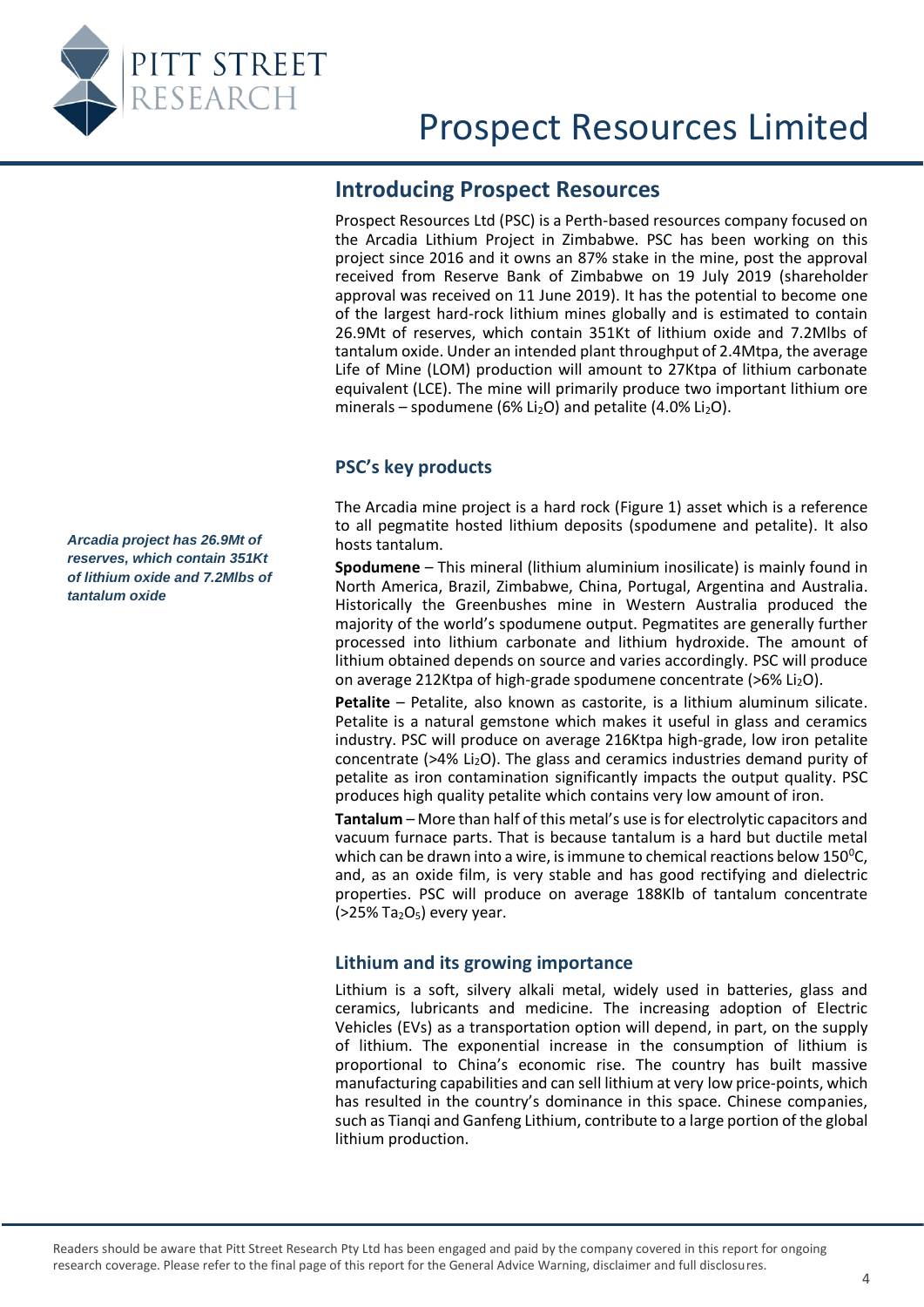## Introducing Prospect Resources

Prospect Resources Ltd (PSC) is a Perth-based resources company focused on the Arcadia Lithium Project in Zimbabwe. PSC has been working on this project since 2016 and it owns an 87% stake in the mine, post the approval received from Reserve Bank of Zimbabwe on 19 July 2019 (shareholder approval was received on 11 June 2019). It has the potential to become one of the largest hard-rock lithium mines globally and is estimated to contain 26.9Mt of reserves, which contain 351Kt of lithium oxide and 7.2Mlbs of tantalum oxide. Under an intended plant throughput of 2.4Mtpa, the average Life of Mine (LOM) production will amount to 27Ktpa of lithium carbonate equivalent (LCE). The mine will primarily produce two important lithium ore minerals – spodumene (6% $Li_2O$) and petalite (4.0% $Li_2O$).

### PSC's key products

*Arcadia project has 26.9Mt of reserves, which contain 351Kt of lithium oxide and 7.2Mlbs of tantalum oxide*

The Arcadia mine project is a hard rock (Figure 1) asset which is a reference to all pegmatite hosted lithium deposits (spodumene and petalite). It also hosts tantalum.

**Spodumene** – This mineral (lithium aluminium inosilicate) is mainly found in North America, Brazil, Zimbabwe, China, Portugal, Argentina and Australia. Historically the Greenbushes mine in Western Australia produced the majority of the world's spodumene output. Pegmatites are generally further processed into lithium carbonate and lithium hydroxide. The amount of lithium obtained depends on source and varies accordingly. PSC will produce on average 212Ktpa of high-grade spodumene concentrate (>6% $Li_2O$).

**Petalite** – Petalite, also known as castorite, is a lithium aluminum silicate. Petalite is a natural gemstone which makes it useful in glass and ceramics industry. PSC will produce on average 216Ktpa high-grade, low iron petalite concentrate (>4% $Li_2O$). The glass and ceramics industries demand purity of petalite as iron contamination significantly impacts the output quality. PSC produces high quality petalite which contains very low amount of iron.

**Tantalum** – More than half of this metal's use is for electrolytic capacitors and vacuum furnace parts. That is because tantalum is a hard but ductile metal which can be drawn into a wire, is immune to chemical reactions below $150^0$C, and, as an oxide film, is very stable and has good rectifying and dielectric properties. PSC will produce on average 188Klb of tantalum concentrate (>25% $Ta_2O_5$) every year.

### Lithium and its growing importance

Lithium is a soft, silvery alkali metal, widely used in batteries, glass and ceramics, lubricants and medicine. The increasing adoption of Electric Vehicles (EVs) as a transportation option will depend, in part, on the supply of lithium. The exponential increase in the consumption of lithium is proportional to China's economic rise. The country has built massive manufacturing capabilities and can sell lithium at very low price-points, which has resulted in the country's dominance in this space. Chinese companies, such as Tianqi and Ganfeng Lithium, contribute to a large portion of the global lithium production.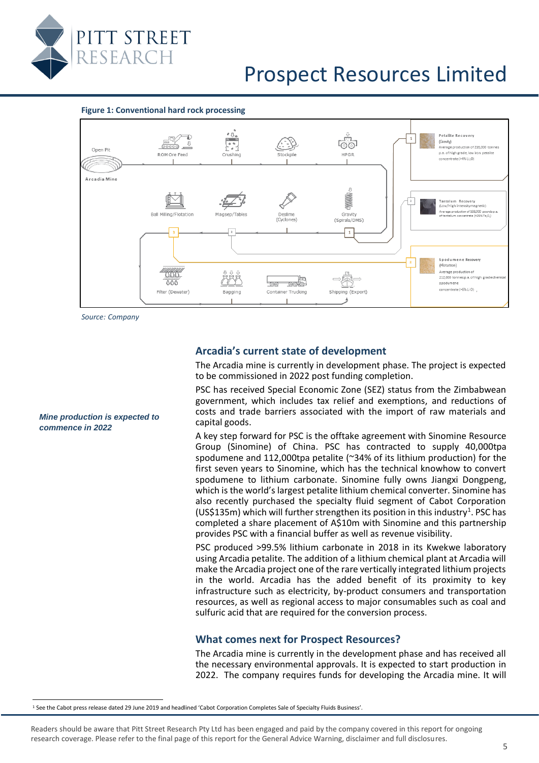**Figure 1: Conventional hard rock processing**

Open Pit

Arcadia Mine

ROM Ore Feed

Crushing

Stockpile

HPGR

Ball Milling/Flotation

Magsep/Tables

Deslime (Cyclones)

Gravity (Spirals/DMS)

Filter (Dewater)

Bagging

Container Trucking

Shipping (Export)

1 Petalite Recovery (Gravity) Average production of 216,000 tonnes p.a. of high grade, low iron petalite concentrate (>4% $Li_2O$)

2 Tantalum Recovery (Low/High Intensity magnetic) Average production of 188,000 pounds p.a. of tantalum concentrate (>25% $Ta_2O_5$)

3 Spodumene Recovery (Flotation) Average production of 212,000 tonnes p.a. of high grade chemical spodumene concentrate (>6% $Li_2O$)

*Source: Company*

***Mine production is expected to commence in 2022***

## Arcadia's current state of development

The Arcadia mine is currently in development phase. The project is expected to be commissioned in 2022 post funding completion.

PSC has received Special Economic Zone (SEZ) status from the Zimbabwean government, which includes tax relief and exemptions, and reductions of costs and trade barriers associated with the import of raw materials and capital goods.

A key step forward for PSC is the offtake agreement with Sinomine Resource Group (Sinomine) of China. PSC has contracted to supply 40,000tpa spodumene and 112,000tpa petalite (~34% of its lithium production) for the first seven years to Sinomine, which has the technical knowhow to convert spodumene to lithium carbonate. Sinomine fully owns Jiangxi Dongpeng, which is the world's largest petalite lithium chemical converter. Sinomine has also recently purchased the specialty fluid segment of Cabot Corporation (US$135m) which will further strengthen its position in this industry[1]. PSC has completed a share placement of A$10m with Sinomine and this partnership provides PSC with a financial buffer as well as revenue visibility.

PSC produced >99.5% lithium carbonate in 2018 in its Kwekwe laboratory using Arcadia petalite. The addition of a lithium chemical plant at Arcadia will make the Arcadia project one of the rare vertically integrated lithium projects in the world. Arcadia has the added benefit of its proximity to key infrastructure such as electricity, by-product consumers and transportation resources, as well as regional access to major consumables such as coal and sulfuric acid that are required for the conversion process.

## What comes next for Prospect Resources?

The Arcadia mine is currently in the development phase and has received all the necessary environmental approvals. It is expected to start production in 2022. The company requires funds for developing the Arcadia mine. It will

[1] See the Cabot press release dated 29 June 2019 and headlined 'Cabot Corporation Completes Sale of Specialty Fluids Business'.

Readers should be aware that Pitt Street Research Pty Ltd has been engaged and paid by the company covered in this report for ongoing research coverage. Please refer to the final page of this report for the General Advice Warning, disclaimer and full disclosures.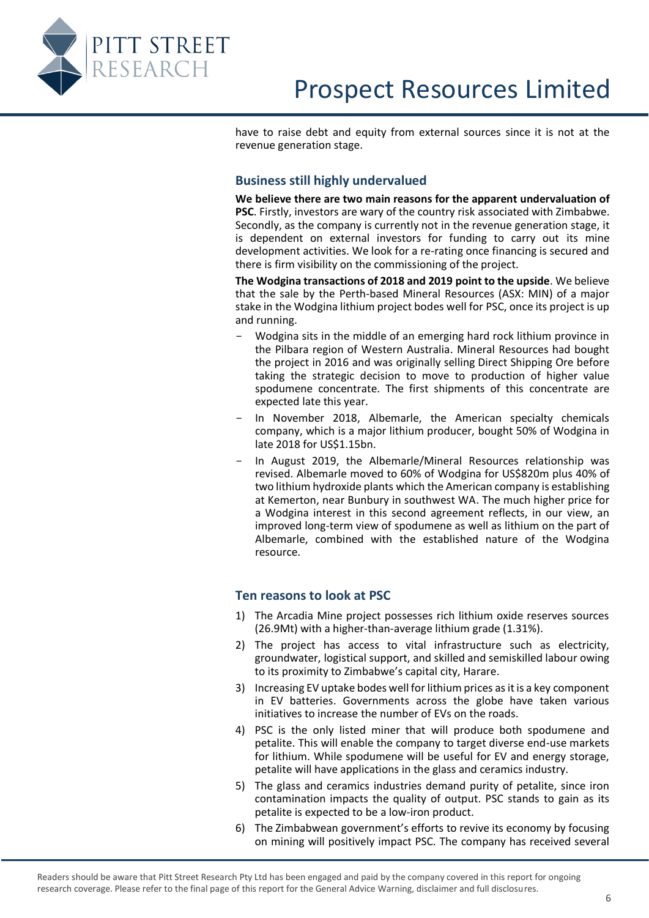have to raise debt and equity from external sources since it is not at the revenue generation stage.

## Business still highly undervalued

**We believe there are two main reasons for the apparent undervaluation of PSC**. Firstly, investors are wary of the country risk associated with Zimbabwe. Secondly, as the company is currently not in the revenue generation stage, it is dependent on external investors for funding to carry out its mine development activities. We look for a re-rating once financing is secured and there is firm visibility on the commissioning of the project.

**The Wodgina transactions of 2018 and 2019 point to the upside**. We believe that the sale by the Perth-based Mineral Resources (ASX: MIN) of a major stake in the Wodgina lithium project bodes well for PSC, once its project is up and running.

- Wodgina sits in the middle of an emerging hard rock lithium province in the Pilbara region of Western Australia. Mineral Resources had bought the project in 2016 and was originally selling Direct Shipping Ore before taking the strategic decision to move to production of higher value spodumene concentrate. The first shipments of this concentrate are expected late this year.
- In November 2018, Albemarle, the American specialty chemicals company, which is a major lithium producer, bought 50% of Wodgina in late 2018 for US$1.15bn.
- In August 2019, the Albemarle/Mineral Resources relationship was revised. Albemarle moved to 60% of Wodgina for US$820m plus 40% of two lithium hydroxide plants which the American company is establishing at Kemerton, near Bunbury in southwest WA. The much higher price for a Wodgina interest in this second agreement reflects, in our view, an improved long-term view of spodumene as well as lithium on the part of Albemarle, combined with the established nature of the Wodgina resource.

## Ten reasons to look at PSC

1) The Arcadia Mine project possesses rich lithium oxide reserves sources (26.9Mt) with a higher-than-average lithium grade (1.31%).
2) The project has access to vital infrastructure such as electricity, groundwater, logistical support, and skilled and semiskilled labour owing to its proximity to Zimbabwe's capital city, Harare.
3) Increasing EV uptake bodes well for lithium prices as it is a key component in EV batteries. Governments across the globe have taken various initiatives to increase the number of EVs on the roads.
4) PSC is the only listed miner that will produce both spodumene and petalite. This will enable the company to target diverse end-use markets for lithium. While spodumene will be useful for EV and energy storage, petalite will have applications in the glass and ceramics industry.
5) The glass and ceramics industries demand purity of petalite, since iron contamination impacts the quality of output. PSC stands to gain as its petalite is expected to be a low-iron product.
6) The Zimbabwean government's efforts to revive its economy by focusing on mining will positively impact PSC. The company has received several

Readers should be aware that Pitt Street Research Pty Ltd has been engaged and paid by the company covered in this report for ongoing research coverage. Please refer to the final page of this report for the General Advice Warning, disclaimer and full disclosures.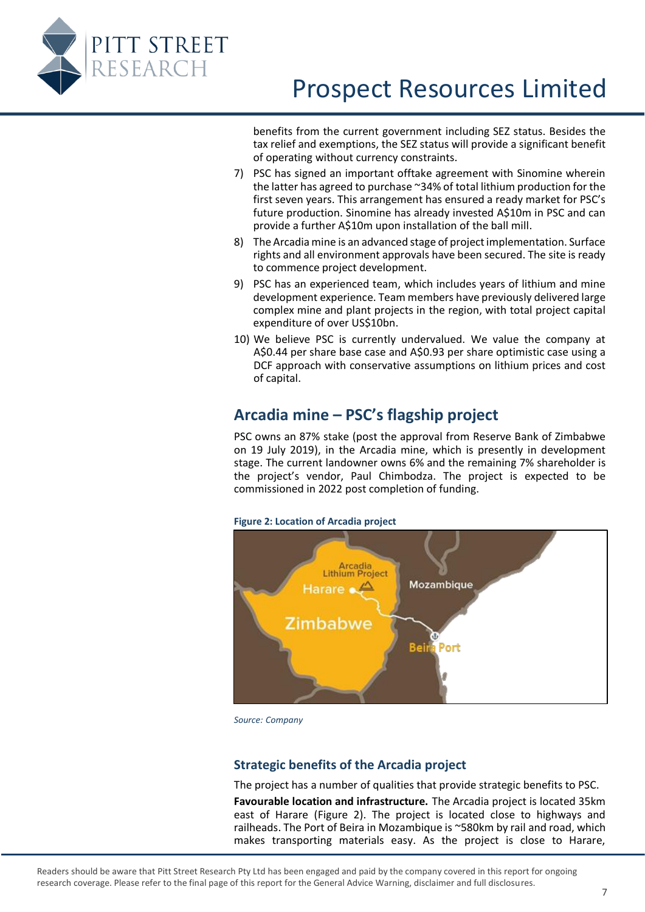benefits from the current government including SEZ status. Besides the tax relief and exemptions, the SEZ status will provide a significant benefit of operating without currency constraints.

7) PSC has signed an important offtake agreement with Sinomine wherein the latter has agreed to purchase ~34% of total lithium production for the first seven years. This arrangement has ensured a ready market for PSC's future production. Sinomine has already invested A$10m in PSC and can provide a further A$10m upon installation of the ball mill.
8) The Arcadia mine is an advanced stage of project implementation. Surface rights and all environment approvals have been secured. The site is ready to commence project development.
9) PSC has an experienced team, which includes years of lithium and mine development experience. Team members have previously delivered large complex mine and plant projects in the region, with total project capital expenditure of over US$10bn.
10) We believe PSC is currently undervalued. We value the company at A$0.44 per share base case and A$0.93 per share optimistic case using a DCF approach with conservative assumptions on lithium prices and cost of capital.

## Arcadia mine – PSC's flagship project

PSC owns an 87% stake (post the approval from Reserve Bank of Zimbabwe on 19 July 2019), in the Arcadia mine, which is presently in development stage. The current landowner owns 6% and the remaining 7% shareholder is the project's vendor, Paul Chimbodza. The project is expected to be commissioned in 2022 post completion of funding.

**Figure 2: Location of Arcadia project**

*Source: Company*

### Strategic benefits of the Arcadia project

The project has a number of qualities that provide strategic benefits to PSC.

**Favourable location and infrastructure.** The Arcadia project is located 35km east of Harare (Figure 2). The project is located close to highways and railheads. The Port of Beira in Mozambique is ~580km by rail and road, which makes transporting materials easy. As the project is close to Harare,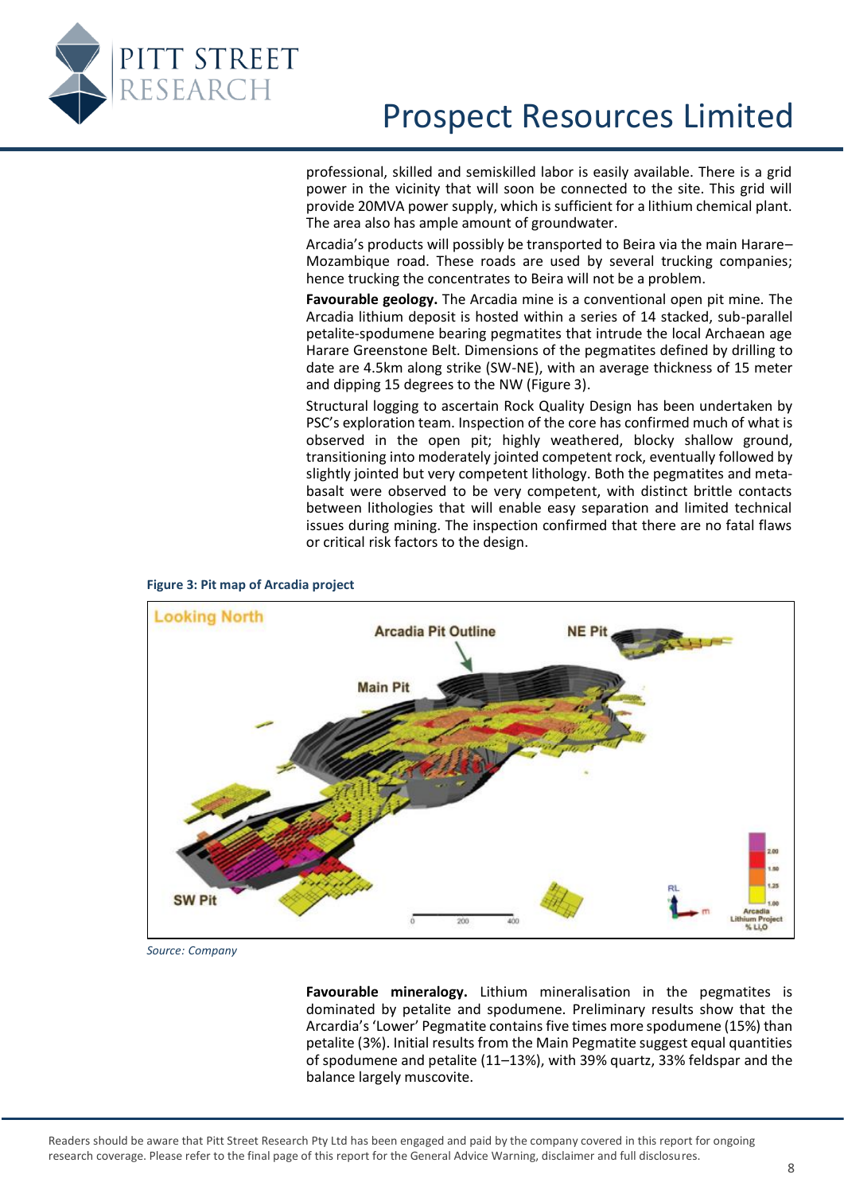professional, skilled and semiskilled labor is easily available. There is a grid power in the vicinity that will soon be connected to the site. This grid will provide 20MVA power supply, which is sufficient for a lithium chemical plant. The area also has ample amount of groundwater.

Arcadia's products will possibly be transported to Beira via the main Harare–Mozambique road. These roads are used by several trucking companies; hence trucking the concentrates to Beira will not be a problem.

**Favourable geology.** The Arcadia mine is a conventional open pit mine. The Arcadia lithium deposit is hosted within a series of 14 stacked, sub-parallel petalite-spodumene bearing pegmatites that intrude the local Archaean age Harare Greenstone Belt. Dimensions of the pegmatites defined by drilling to date are 4.5km along strike (SW-NE), with an average thickness of 15 meter and dipping 15 degrees to the NW (Figure 3).

Structural logging to ascertain Rock Quality Design has been undertaken by PSC's exploration team. Inspection of the core has confirmed much of what is observed in the open pit; highly weathered, blocky shallow ground, transitioning into moderately jointed competent rock, eventually followed by slightly jointed but very competent lithology. Both the pegmatites and meta-basalt were observed to be very competent, with distinct brittle contacts between lithologies that will enable easy separation and limited technical issues during mining. The inspection confirmed that there are no fatal flaws or critical risk factors to the design.

**Figure 3: Pit map of Arcadia project**

*Source: Company*

**Favourable mineralogy.** Lithium mineralisation in the pegmatites is dominated by petalite and spodumene. Preliminary results show that the Arcardia's 'Lower' Pegmatite contains five times more spodumene (15%) than petalite (3%). Initial results from the Main Pegmatite suggest equal quantities of spodumene and petalite (11–13%), with 39% quartz, 33% feldspar and the balance largely muscovite.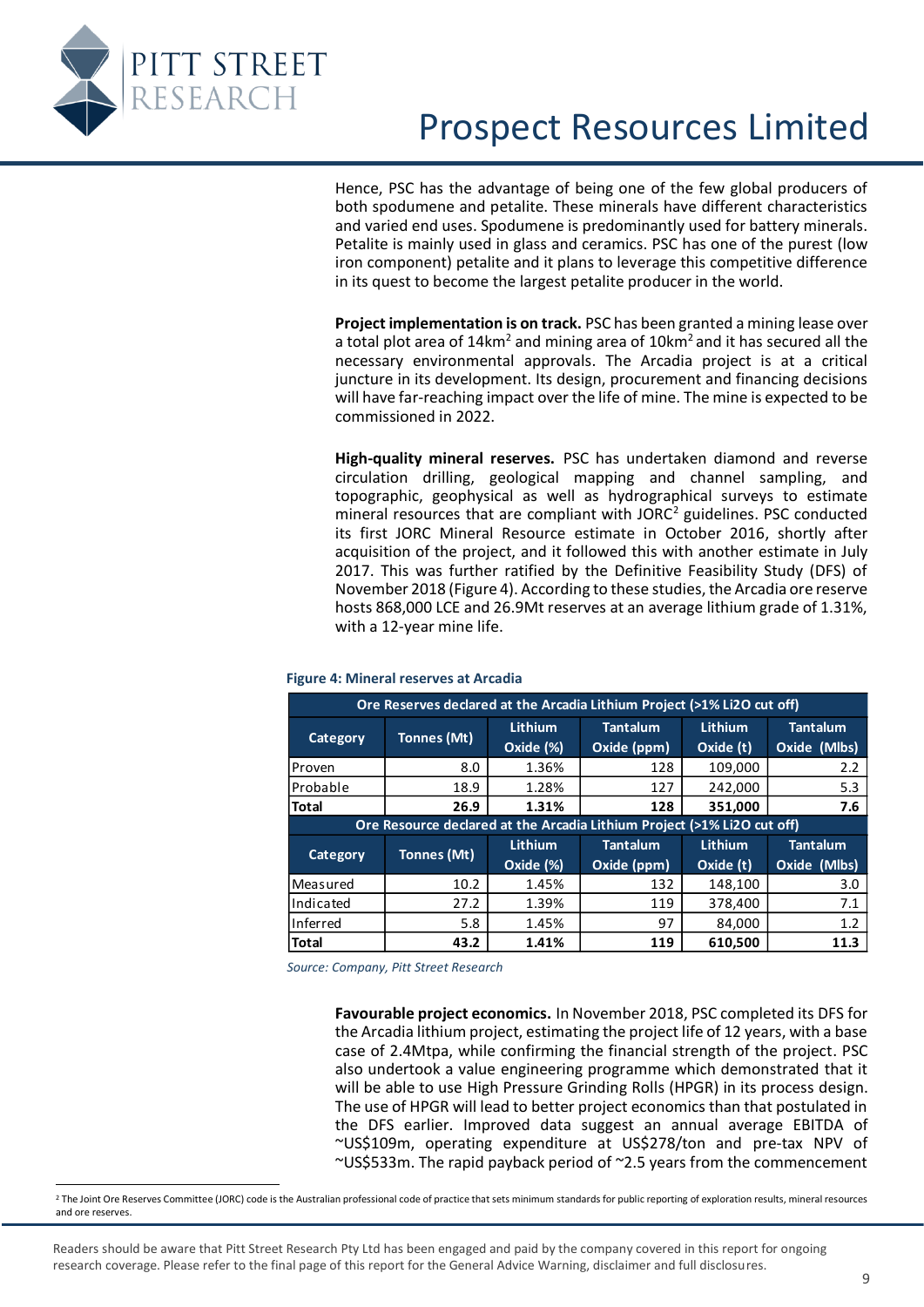Hence, PSC has the advantage of being one of the few global producers of both spodumene and petalite. These minerals have different characteristics and varied end uses. Spodumene is predominantly used for battery minerals. Petalite is mainly used in glass and ceramics. PSC has one of the purest (low iron component) petalite and it plans to leverage this competitive difference in its quest to become the largest petalite producer in the world.

**Project implementation is on track.** PSC has been granted a mining lease over a total plot area of 14km$^2$ and mining area of 10km$^2$ and it has secured all the necessary environmental approvals. The Arcadia project is at a critical juncture in its development. Its design, procurement and financing decisions will have far-reaching impact over the life of mine. The mine is expected to be commissioned in 2022.

**High-quality mineral reserves.** PSC has undertaken diamond and reverse circulation drilling, geological mapping and channel sampling, and topographic, geophysical as well as hydrographical surveys to estimate mineral resources that are compliant with JORC[2] guidelines. PSC conducted its first JORC Mineral Resource estimate in October 2016, shortly after acquisition of the project, and it followed this with another estimate in July 2017. This was further ratified by the Definitive Feasibility Study (DFS) of November 2018 (Figure 4). According to these studies, the Arcadia ore reserve hosts 868,000 LCE and 26.9Mt reserves at an average lithium grade of 1.31%, with a 12-year mine life.

**Figure 4: Mineral reserves at Arcadia**

| Ore Reserves declared at the Arcadia Lithium Project (>1% Li2O cut off) | | | | | |
|---|---|---|---|---|---|
| **Category** | **Tonnes (Mt)** | **Lithium Oxide (%)** | **Tantalum Oxide (ppm)** | **Lithium Oxide (t)** | **Tantalum Oxide (Mlbs)** |
| Proven | 8.0 | 1.36% | 128 | 109,000 | 2.2 |
| Probable | 18.9 | 1.28% | 127 | 242,000 | 5.3 |
| **Total** | **26.9** | **1.31%** | **128** | **351,000** | **7.6** |
| **Ore Resource declared at the Arcadia Lithium Project (>1% Li2O cut off)** | | | | | |
| **Category** | **Tonnes (Mt)** | **Lithium Oxide (%)** | **Tantalum Oxide (ppm)** | **Lithium Oxide (t)** | **Tantalum Oxide (Mlbs)** |
| Measured | 10.2 | 1.45% | 132 | 148,100 | 3.0 |
| Indicated | 27.2 | 1.39% | 119 | 378,400 | 7.1 |
| Inferred | 5.8 | 1.45% | 97 | 84,000 | 1.2 |
| **Total** | **43.2** | **1.41%** | **119** | **610,500** | **11.3** |

*Source: Company, Pitt Street Research*

**Favourable project economics.** In November 2018, PSC completed its DFS for the Arcadia lithium project, estimating the project life of 12 years, with a base case of 2.4Mtpa, while confirming the financial strength of the project. PSC also undertook a value engineering programme which demonstrated that it will be able to use High Pressure Grinding Rolls (HPGR) in its process design. The use of HPGR will lead to better project economics than that postulated in the DFS earlier. Improved data suggest an annual average EBITDA of ~US$109m, operating expenditure at US$278/ton and pre-tax NPV of ~US$533m. The rapid payback period of ~2.5 years from the commencement

[2] The Joint Ore Reserves Committee (JORC) code is the Australian professional code of practice that sets minimum standards for public reporting of exploration results, mineral resources and ore reserves.

Readers should be aware that Pitt Street Research Pty Ltd has been engaged and paid by the company covered in this report for ongoing research coverage. Please refer to the final page of this report for the General Advice Warning, disclaimer and full disclosures.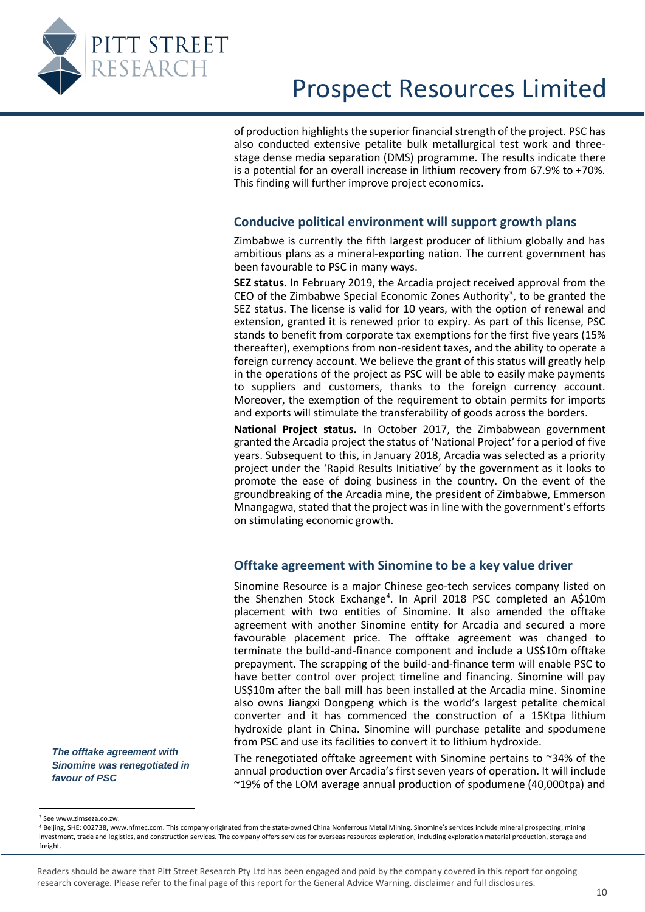of production highlights the superior financial strength of the project. PSC has also conducted extensive petalite bulk metallurgical test work and three-stage dense media separation (DMS) programme. The results indicate there is a potential for an overall increase in lithium recovery from 67.9% to +70%. This finding will further improve project economics.

## Conducive political environment will support growth plans

Zimbabwe is currently the fifth largest producer of lithium globally and has ambitious plans as a mineral-exporting nation. The current government has been favourable to PSC in many ways.

**SEZ status.** In February 2019, the Arcadia project received approval from the CEO of the Zimbabwe Special Economic Zones Authority[3], to be granted the SEZ status. The license is valid for 10 years, with the option of renewal and extension, granted it is renewed prior to expiry. As part of this license, PSC stands to benefit from corporate tax exemptions for the first five years (15% thereafter), exemptions from non-resident taxes, and the ability to operate a foreign currency account. We believe the grant of this status will greatly help in the operations of the project as PSC will be able to easily make payments to suppliers and customers, thanks to the foreign currency account. Moreover, the exemption of the requirement to obtain permits for imports and exports will stimulate the transferability of goods across the borders.

**National Project status.** In October 2017, the Zimbabwean government granted the Arcadia project the status of 'National Project' for a period of five years. Subsequent to this, in January 2018, Arcadia was selected as a priority project under the 'Rapid Results Initiative' by the government as it looks to promote the ease of doing business in the country. On the event of the groundbreaking of the Arcadia mine, the president of Zimbabwe, Emmerson Mnangagwa, stated that the project was in line with the government's efforts on stimulating economic growth.

## Offtake agreement with Sinomine to be a key value driver

Sinomine Resource is a major Chinese geo-tech services company listed on the Shenzhen Stock Exchange[4]. In April 2018 PSC completed an A$10m placement with two entities of Sinomine. It also amended the offtake agreement with another Sinomine entity for Arcadia and secured a more favourable placement price. The offtake agreement was changed to terminate the build-and-finance component and include a US$10m offtake prepayment. The scrapping of the build-and-finance term will enable PSC to have better control over project timeline and financing. Sinomine will pay US$10m after the ball mill has been installed at the Arcadia mine. Sinomine also owns Jiangxi Dongpeng which is the world's largest petalite chemical converter and it has commenced the construction of a 15Ktpa lithium hydroxide plant in China. Sinomine will purchase petalite and spodumene from PSC and use its facilities to convert it to lithium hydroxide.

***The offtake agreement with Sinomine was renegotiated in favour of PSC***

The renegotiated offtake agreement with Sinomine pertains to ~34% of the annual production over Arcadia's first seven years of operation. It will include ~19% of the LOM average annual production of spodumene (40,000tpa) and

---

[3] See www.zimseza.co.zw.

[4] Beijing, SHE: 002738, www.nfmec.com. This company originated from the state-owned China Nonferrous Metal Mining. Sinomine's services include mineral prospecting, mining investment, trade and logistics, and construction services. The company offers services for overseas resources exploration, including exploration material production, storage and freight.

Readers should be aware that Pitt Street Research Pty Ltd has been engaged and paid by the company covered in this report for ongoing research coverage. Please refer to the final page of this report for the General Advice Warning, disclaimer and full disclosures.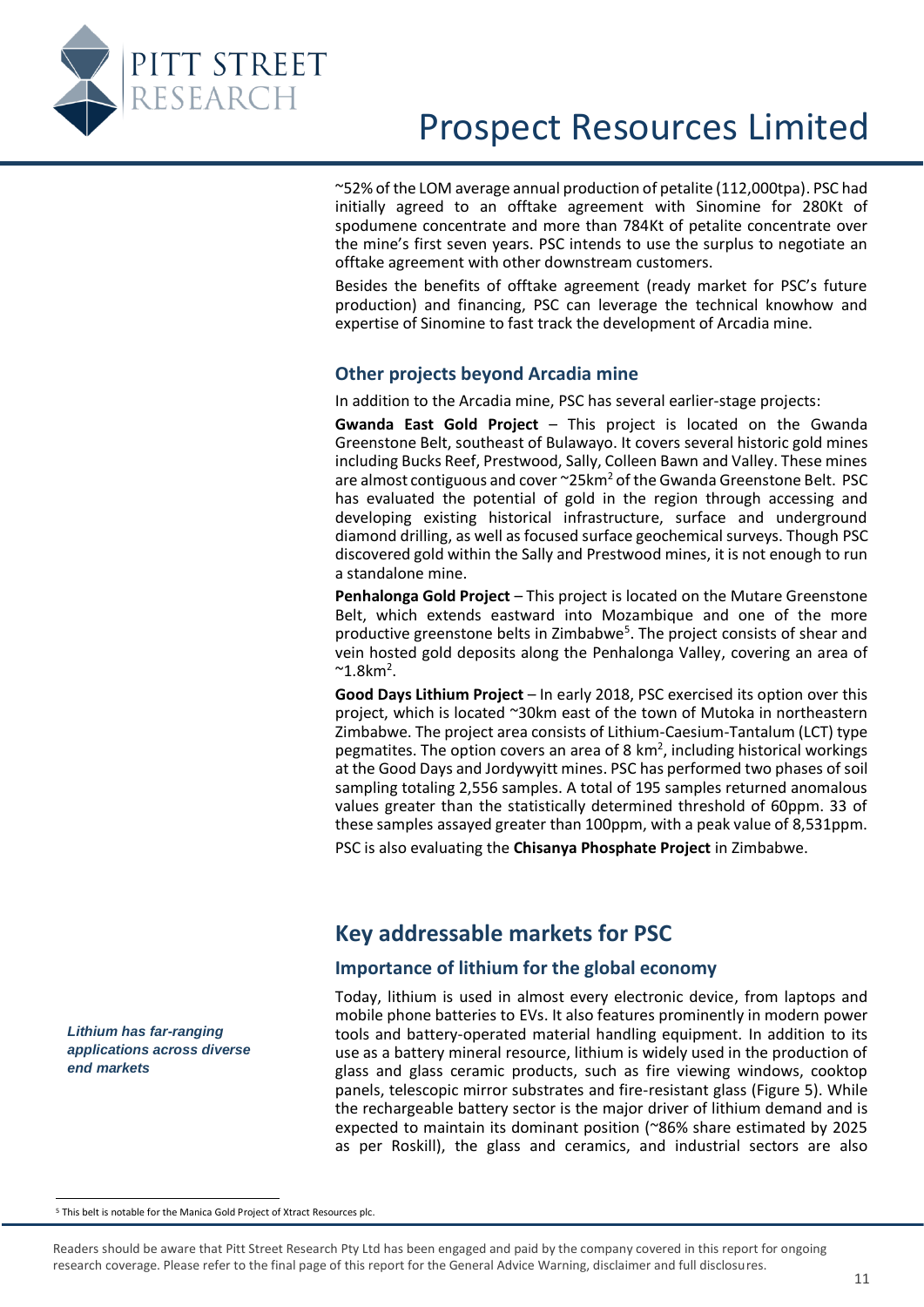~52% of the LOM average annual production of petalite (112,000tpa). PSC had initially agreed to an offtake agreement with Sinomine for 280Kt of spodumene concentrate and more than 784Kt of petalite concentrate over the mine's first seven years. PSC intends to use the surplus to negotiate an offtake agreement with other downstream customers.

Besides the benefits of offtake agreement (ready market for PSC's future production) and financing, PSC can leverage the technical knowhow and expertise of Sinomine to fast track the development of Arcadia mine.

### Other projects beyond Arcadia mine

In addition to the Arcadia mine, PSC has several earlier-stage projects:

**Gwanda East Gold Project** – This project is located on the Gwanda Greenstone Belt, southeast of Bulawayo. It covers several historic gold mines including Bucks Reef, Prestwood, Sally, Colleen Bawn and Valley. These mines are almost contiguous and cover ~25km$^2$ of the Gwanda Greenstone Belt. PSC has evaluated the potential of gold in the region through accessing and developing existing historical infrastructure, surface and underground diamond drilling, as well as focused surface geochemical surveys. Though PSC discovered gold within the Sally and Prestwood mines, it is not enough to run a standalone mine.

**Penhalonga Gold Project** – This project is located on the Mutare Greenstone Belt, which extends eastward into Mozambique and one of the more productive greenstone belts in Zimbabwe[5]. The project consists of shear and vein hosted gold deposits along the Penhalonga Valley, covering an area of ~1.8km$^2$.

**Good Days Lithium Project** – In early 2018, PSC exercised its option over this project, which is located ~30km east of the town of Mutoka in northeastern Zimbabwe. The project area consists of Lithium-Caesium-Tantalum (LCT) type pegmatites. The option covers an area of 8 km$^2$, including historical workings at the Good Days and Jordywyitt mines. PSC has performed two phases of soil sampling totaling 2,556 samples. A total of 195 samples returned anomalous values greater than the statistically determined threshold of 60ppm. 33 of these samples assayed greater than 100ppm, with a peak value of 8,531ppm.

PSC is also evaluating the **Chisanya Phosphate Project** in Zimbabwe.

## Key addressable markets for PSC

### Importance of lithium for the global economy

***Lithium has far-ranging applications across diverse end markets***

Today, lithium is used in almost every electronic device, from laptops and mobile phone batteries to EVs. It also features prominently in modern power tools and battery-operated material handling equipment. In addition to its use as a battery mineral resource, lithium is widely used in the production of glass and glass ceramic products, such as fire viewing windows, cooktop panels, telescopic mirror substrates and fire-resistant glass (Figure 5). While the rechargeable battery sector is the major driver of lithium demand and is expected to maintain its dominant position (~86% share estimated by 2025 as per Roskill), the glass and ceramics, and industrial sectors are also

[5] This belt is notable for the Manica Gold Project of Xtract Resources plc.

Readers should be aware that Pitt Street Research Pty Ltd has been engaged and paid by the company covered in this report for ongoing research coverage. Please refer to the final page of this report for the General Advice Warning, disclaimer and full disclosures.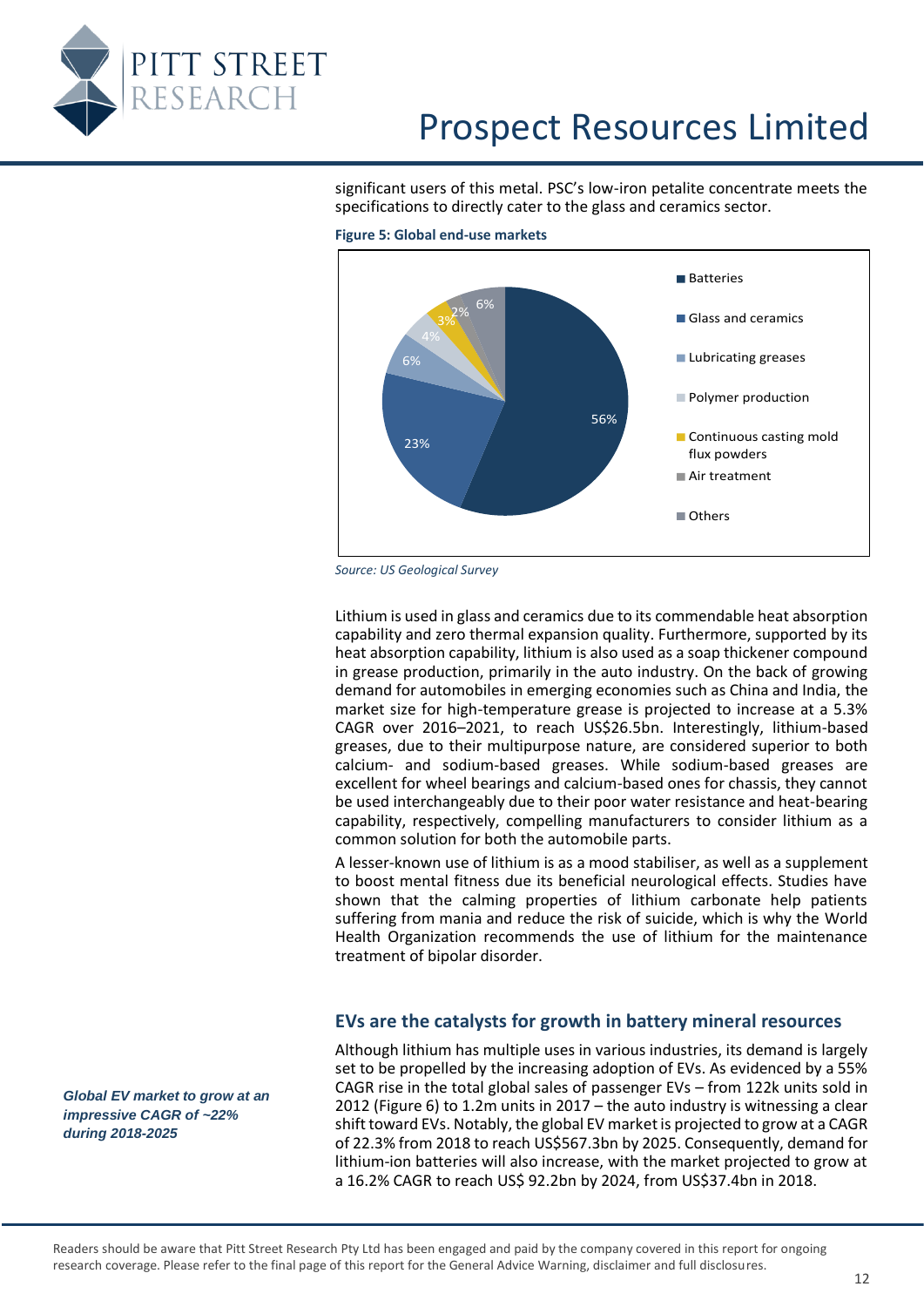significant users of this metal. PSC's low-iron petalite concentrate meets the specifications to directly cater to the glass and ceramics sector.

**Figure 5: Global end-use markets**

| Segment | Share |
|---|---|
| Batteries | 56% |
| Glass and ceramics | 23% |
| Lubricating greases | 6% |
| Polymer production | 4% |
| Continuous casting mold flux powders | 3% |
| Air treatment | 2% |
| Others | 6% |

*Source: US Geological Survey*

Lithium is used in glass and ceramics due to its commendable heat absorption capability and zero thermal expansion quality. Furthermore, supported by its heat absorption capability, lithium is also used as a soap thickener compound in grease production, primarily in the auto industry. On the back of growing demand for automobiles in emerging economies such as China and India, the market size for high-temperature grease is projected to increase at a 5.3% CAGR over 2016–2021, to reach US$26.5bn. Interestingly, lithium-based greases, due to their multipurpose nature, are considered superior to both calcium- and sodium-based greases. While sodium-based greases are excellent for wheel bearings and calcium-based ones for chassis, they cannot be used interchangeably due to their poor water resistance and heat-bearing capability, respectively, compelling manufacturers to consider lithium as a common solution for both the automobile parts.

A lesser-known use of lithium is as a mood stabiliser, as well as a supplement to boost mental fitness due its beneficial neurological effects. Studies have shown that the calming properties of lithium carbonate help patients suffering from mania and reduce the risk of suicide, which is why the World Health Organization recommends the use of lithium for the maintenance treatment of bipolar disorder.

## EVs are the catalysts for growth in battery mineral resources

***Global EV market to grow at an impressive CAGR of ~22% during 2018-2025***

Although lithium has multiple uses in various industries, its demand is largely set to be propelled by the increasing adoption of EVs. As evidenced by a 55% CAGR rise in the total global sales of passenger EVs – from 122k units sold in 2012 (Figure 6) to 1.2m units in 2017 – the auto industry is witnessing a clear shift toward EVs. Notably, the global EV market is projected to grow at a CAGR of 22.3% from 2018 to reach US$567.3bn by 2025. Consequently, demand for lithium-ion batteries will also increase, with the market projected to grow at a 16.2% CAGR to reach US$ 92.2bn by 2024, from US$37.4bn in 2018.

Readers should be aware that Pitt Street Research Pty Ltd has been engaged and paid by the company covered in this report for ongoing research coverage. Please refer to the final page of this report for the General Advice Warning, disclaimer and full disclosures.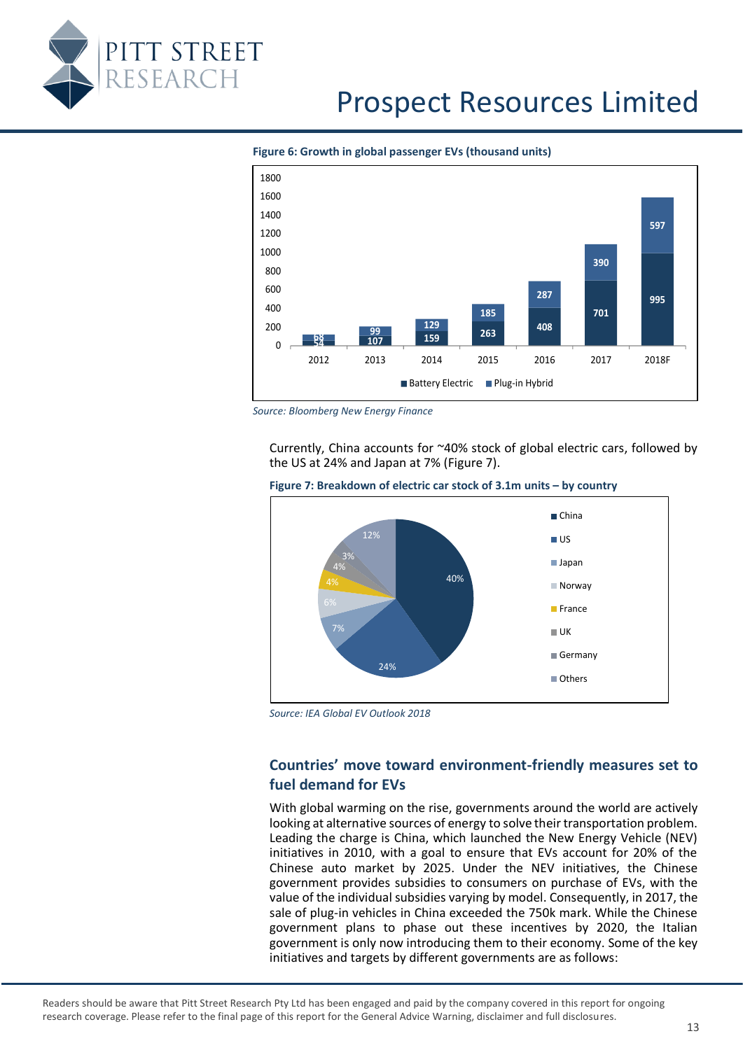**Figure 6: Growth in global passenger EVs (thousand units)**

| Year | Battery Electric | Plug-in Hybrid |
|---|---|---|
| 2012 | 54 | 58 |
| 2013 | 107 | 99 |
| 2014 | 159 | 129 |
| 2015 | 263 | 185 |
| 2016 | 408 | 287 |
| 2017 | 701 | 390 |
| 2018F | 995 | 597 |

*Source: Bloomberg New Energy Finance*

Currently, China accounts for ~40% stock of global electric cars, followed by the US at 24% and Japan at 7% (Figure 7).

**Figure 7: Breakdown of electric car stock of 3.1m units – by country**

| Country | Share |
|---|---|
| China | 40% |
| US | 24% |
| Japan | 7% |
| Norway | 6% |
| France | 4% |
| UK | 4% |
| Germany | 3% |
| Others | 12% |

*Source: IEA Global EV Outlook 2018*

## Countries' move toward environment-friendly measures set to fuel demand for EVs

With global warming on the rise, governments around the world are actively looking at alternative sources of energy to solve their transportation problem. Leading the charge is China, which launched the New Energy Vehicle (NEV) initiatives in 2010, with a goal to ensure that EVs account for 20% of the Chinese auto market by 2025. Under the NEV initiatives, the Chinese government provides subsidies to consumers on purchase of EVs, with the value of the individual subsidies varying by model. Consequently, in 2017, the sale of plug-in vehicles in China exceeded the 750k mark. While the Chinese government plans to phase out these incentives by 2020, the Italian government is only now introducing them to their economy. Some of the key initiatives and targets by different governments are as follows: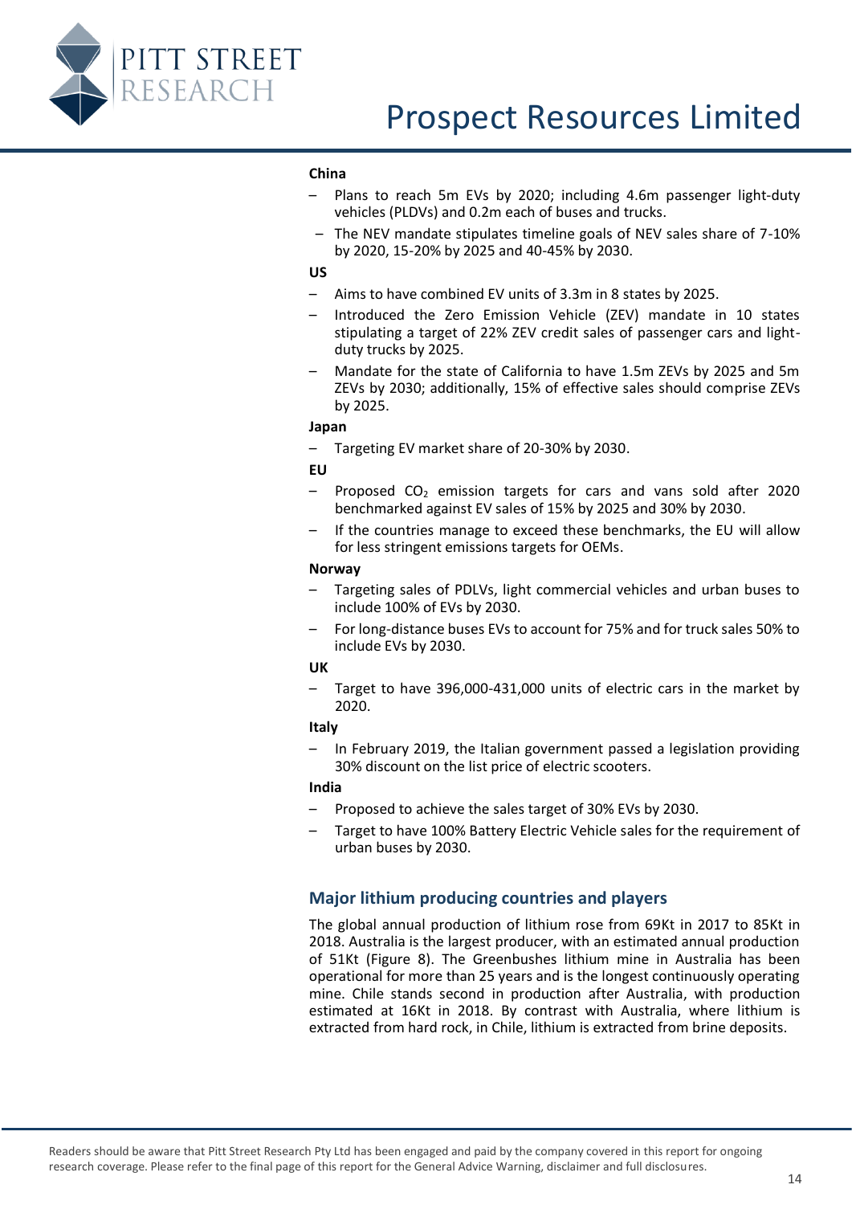**China**

- Plans to reach 5m EVs by 2020; including 4.6m passenger light-duty vehicles (PLDVs) and 0.2m each of buses and trucks.
- The NEV mandate stipulates timeline goals of NEV sales share of 7-10% by 2020, 15-20% by 2025 and 40-45% by 2030.

**US**

- Aims to have combined EV units of 3.3m in 8 states by 2025.
- Introduced the Zero Emission Vehicle (ZEV) mandate in 10 states stipulating a target of 22% ZEV credit sales of passenger cars and light-duty trucks by 2025.
- Mandate for the state of California to have 1.5m ZEVs by 2025 and 5m ZEVs by 2030; additionally, 15% of effective sales should comprise ZEVs by 2025.

**Japan**

- Targeting EV market share of 20-30% by 2030.

**EU**

- Proposed $CO_2$ emission targets for cars and vans sold after 2020 benchmarked against EV sales of 15% by 2025 and 30% by 2030.
- If the countries manage to exceed these benchmarks, the EU will allow for less stringent emissions targets for OEMs.

**Norway**

- Targeting sales of PDLVs, light commercial vehicles and urban buses to include 100% of EVs by 2030.
- For long-distance buses EVs to account for 75% and for truck sales 50% to include EVs by 2030.

**UK**

- Target to have 396,000-431,000 units of electric cars in the market by 2020.

**Italy**

- In February 2019, the Italian government passed a legislation providing 30% discount on the list price of electric scooters.

**India**

- Proposed to achieve the sales target of 30% EVs by 2030.
- Target to have 100% Battery Electric Vehicle sales for the requirement of urban buses by 2030.

## Major lithium producing countries and players

The global annual production of lithium rose from 69Kt in 2017 to 85Kt in 2018. Australia is the largest producer, with an estimated annual production of 51Kt (Figure 8). The Greenbushes lithium mine in Australia has been operational for more than 25 years and is the longest continuously operating mine. Chile stands second in production after Australia, with production estimated at 16Kt in 2018. By contrast with Australia, where lithium is extracted from hard rock, in Chile, lithium is extracted from brine deposits.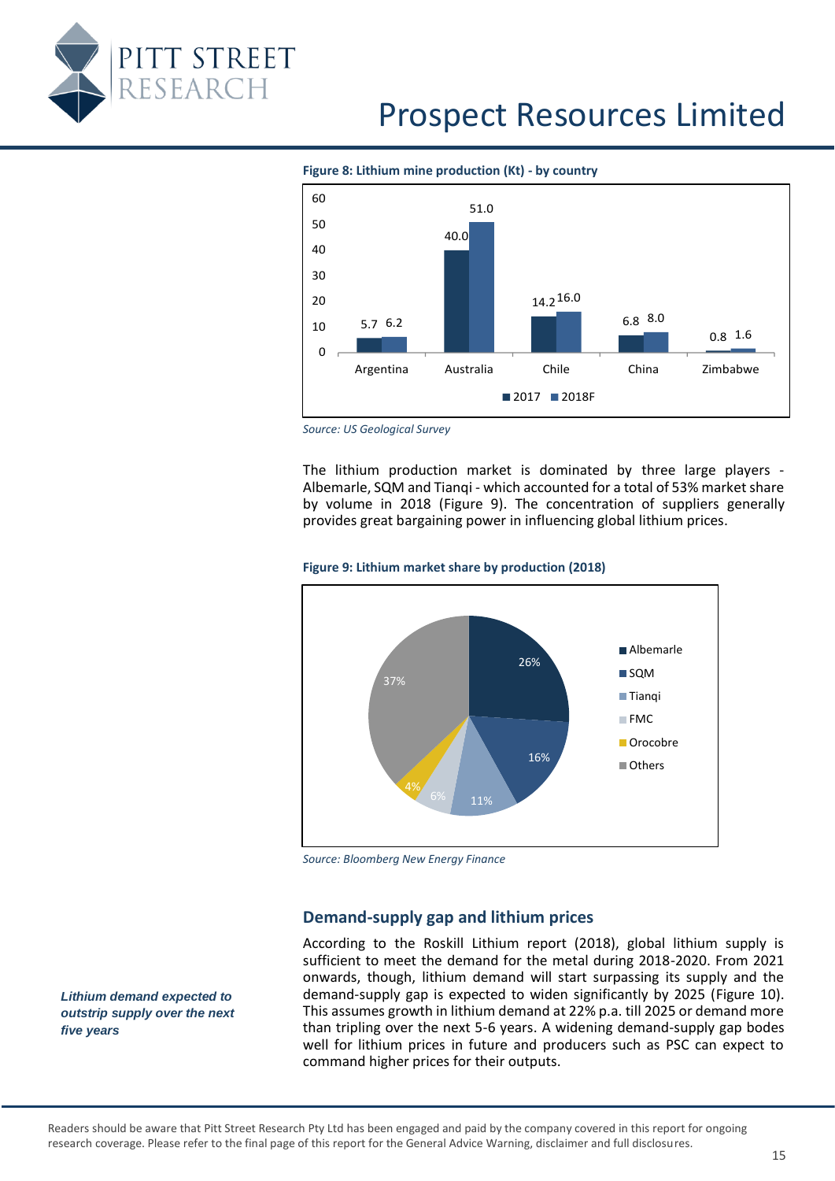**Figure 8: Lithium mine production (Kt) - by country**

| Country | 2017 | 2018F |
|---|---|---|
| Argentina | 5.7 | 6.2 |
| Australia | 40.0 | 51.0 |
| Chile | 14.2 | 16.0 |
| China | 6.8 | 8.0 |
| Zimbabwe | 0.8 | 1.6 |

*Source: US Geological Survey*

The lithium production market is dominated by three large players - Albemarle, SQM and Tianqi - which accounted for a total of 53% market share by volume in 2018 (Figure 9). The concentration of suppliers generally provides great bargaining power in influencing global lithium prices.

**Figure 9: Lithium market share by production (2018)**

| Company | Share |
|---|---|
| Albemarle | 26% |
| SQM | 16% |
| Tianqi | 11% |
| FMC | 6% |
| Orocobre | 4% |
| Others | 37% |

*Source: Bloomberg New Energy Finance*

## Demand-supply gap and lithium prices

***Lithium demand expected to outstrip supply over the next five years***

According to the Roskill Lithium report (2018), global lithium supply is sufficient to meet the demand for the metal during 2018-2020. From 2021 onwards, though, lithium demand will start surpassing its supply and the demand-supply gap is expected to widen significantly by 2025 (Figure 10). This assumes growth in lithium demand at 22% p.a. till 2025 or demand more than tripling over the next 5-6 years. A widening demand-supply gap bodes well for lithium prices in future and producers such as PSC can expect to command higher prices for their outputs.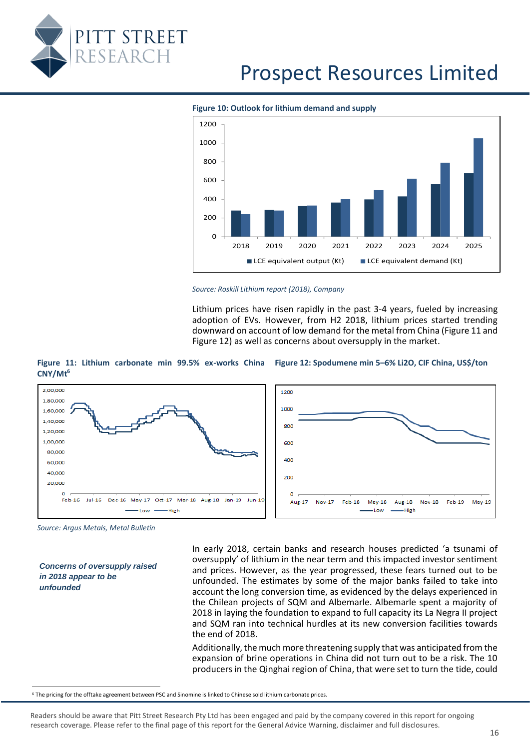**Figure 10: Outlook for lithium demand and supply**

Source: Roskill Lithium report (2018), Company

Lithium prices have risen rapidly in the past 3-4 years, fueled by increasing adoption of EVs. However, from H2 2018, lithium prices started trending downward on account of low demand for the metal from China (Figure 11 and Figure 12) as well as concerns about oversupply in the market.

**Figure 11: Lithium carbonate min 99.5% ex-works China CNY/Mt**[6]

**Figure 12: Spodumene min 5–6% Li2O, CIF China, US$/ton**

*Source: Argus Metals, Metal Bulletin*

***Concerns of oversupply raised in 2018 appear to be unfounded***

In early 2018, certain banks and research houses predicted 'a tsunami of oversupply' of lithium in the near term and this impacted investor sentiment and prices. However, as the year progressed, these fears turned out to be unfounded. The estimates by some of the major banks failed to take into account the long conversion time, as evidenced by the delays experienced in the Chilean projects of SQM and Albemarle. Albemarle spent a majority of 2018 in laying the foundation to expand to full capacity its La Negra II project and SQM ran into technical hurdles at its new conversion facilities towards the end of 2018.

Additionally, the much more threatening supply that was anticipated from the expansion of brine operations in China did not turn out to be a risk. The 10 producers in the Qinghai region of China, that were set to turn the tide, could

[6] The pricing for the offtake agreement between PSC and Sinomine is linked to Chinese sold lithium carbonate prices.

Readers should be aware that Pitt Street Research Pty Ltd has been engaged and paid by the company covered in this report for ongoing research coverage. Please refer to the final page of this report for the General Advice Warning, disclaimer and full disclosures.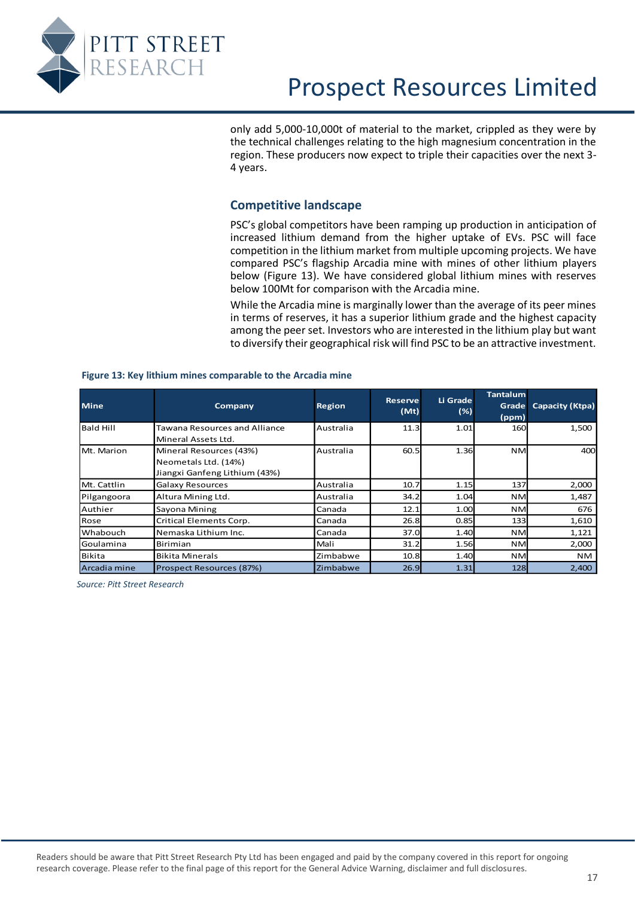only add 5,000-10,000t of material to the market, crippled as they were by the technical challenges relating to the high magnesium concentration in the region. These producers now expect to triple their capacities over the next 3-4 years.

## Competitive landscape

PSC's global competitors have been ramping up production in anticipation of increased lithium demand from the higher uptake of EVs. PSC will face competition in the lithium market from multiple upcoming projects. We have compared PSC's flagship Arcadia mine with mines of other lithium players below (Figure 13). We have considered global lithium mines with reserves below 100Mt for comparison with the Arcadia mine.

While the Arcadia mine is marginally lower than the average of its peer mines in terms of reserves, it has a superior lithium grade and the highest capacity among the peer set. Investors who are interested in the lithium play but want to diversify their geographical risk will find PSC to be an attractive investment.

**Figure 13: Key lithium mines comparable to the Arcadia mine**

| Mine | Company | Region | Reserve (Mt) | Li Grade (%) | Tantalum Grade (ppm) | Capacity (Ktpa) |
|---|---|---|---|---|---|---|
| Bald Hill | Tawana Resources and Alliance Mineral Assets Ltd. | Australia | 11.3 | 1.01 | 160 | 1,500 |
| Mt. Marion | Mineral Resources (43%) Neometals Ltd. (14%) Jiangxi Ganfeng Lithium (43%) | Australia | 60.5 | 1.36 | NM | 400 |
| Mt. Cattlin | Galaxy Resources | Australia | 10.7 | 1.15 | 137 | 2,000 |
| Pilgangoora | Altura Mining Ltd. | Australia | 34.2 | 1.04 | NM | 1,487 |
| Authier | Sayona Mining | Canada | 12.1 | 1.00 | NM | 676 |
| Rose | Critical Elements Corp. | Canada | 26.8 | 0.85 | 133 | 1,610 |
| Whabouch | Nemaska Lithium Inc. | Canada | 37.0 | 1.40 | NM | 1,121 |
| Goulamina | Birimian | Mali | 31.2 | 1.56 | NM | 2,000 |
| Bikita | Bikita Minerals | Zimbabwe | 10.8 | 1.40 | NM | NM |
| Arcadia mine | Prospect Resources (87%) | Zimbabwe | 26.9 | 1.31 | 128 | 2,400 |

*Source: Pitt Street Research*

Readers should be aware that Pitt Street Research Pty Ltd has been engaged and paid by the company covered in this report for ongoing research coverage. Please refer to the final page of this report for the General Advice Warning, disclaimer and full disclosures.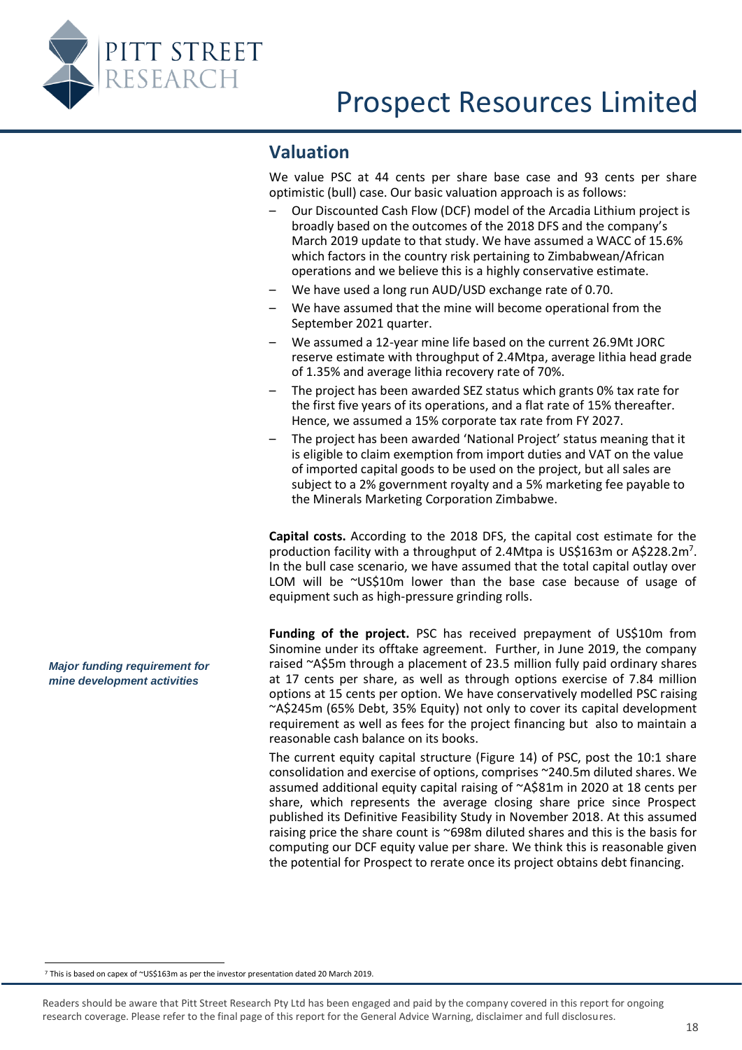## Valuation

We value PSC at 44 cents per share base case and 93 cents per share optimistic (bull) case. Our basic valuation approach is as follows:

- Our Discounted Cash Flow (DCF) model of the Arcadia Lithium project is broadly based on the outcomes of the 2018 DFS and the company's March 2019 update to that study. We have assumed a WACC of 15.6% which factors in the country risk pertaining to Zimbabwean/African operations and we believe this is a highly conservative estimate.
- We have used a long run AUD/USD exchange rate of 0.70.
- We have assumed that the mine will become operational from the September 2021 quarter.
- We assumed a 12-year mine life based on the current 26.9Mt JORC reserve estimate with throughput of 2.4Mtpa, average lithia head grade of 1.35% and average lithia recovery rate of 70%.
- The project has been awarded SEZ status which grants 0% tax rate for the first five years of its operations, and a flat rate of 15% thereafter. Hence, we assumed a 15% corporate tax rate from FY 2027.
- The project has been awarded 'National Project' status meaning that it is eligible to claim exemption from import duties and VAT on the value of imported capital goods to be used on the project, but all sales are subject to a 2% government royalty and a 5% marketing fee payable to the Minerals Marketing Corporation Zimbabwe.

**Capital costs.** According to the 2018 DFS, the capital cost estimate for the production facility with a throughput of 2.4Mtpa is US$163m or A$228.2m[7]. In the bull case scenario, we have assumed that the total capital outlay over LOM will be ~US$10m lower than the base case because of usage of equipment such as high-pressure grinding rolls.

***Major funding requirement for mine development activities***

**Funding of the project.** PSC has received prepayment of US$10m from Sinomine under its offtake agreement. Further, in June 2019, the company raised ~A$5m through a placement of 23.5 million fully paid ordinary shares at 17 cents per share, as well as through options exercise of 7.84 million options at 15 cents per option. We have conservatively modelled PSC raising ~A$245m (65% Debt, 35% Equity) not only to cover its capital development requirement as well as fees for the project financing but also to maintain a reasonable cash balance on its books.

The current equity capital structure (Figure 14) of PSC, post the 10:1 share consolidation and exercise of options, comprises ~240.5m diluted shares. We assumed additional equity capital raising of ~A$81m in 2020 at 18 cents per share, which represents the average closing share price since Prospect published its Definitive Feasibility Study in November 2018. At this assumed raising price the share count is ~698m diluted shares and this is the basis for computing our DCF equity value per share. We think this is reasonable given the potential for Prospect to rerate once its project obtains debt financing.

[7] This is based on capex of ~US$163m as per the investor presentation dated 20 March 2019.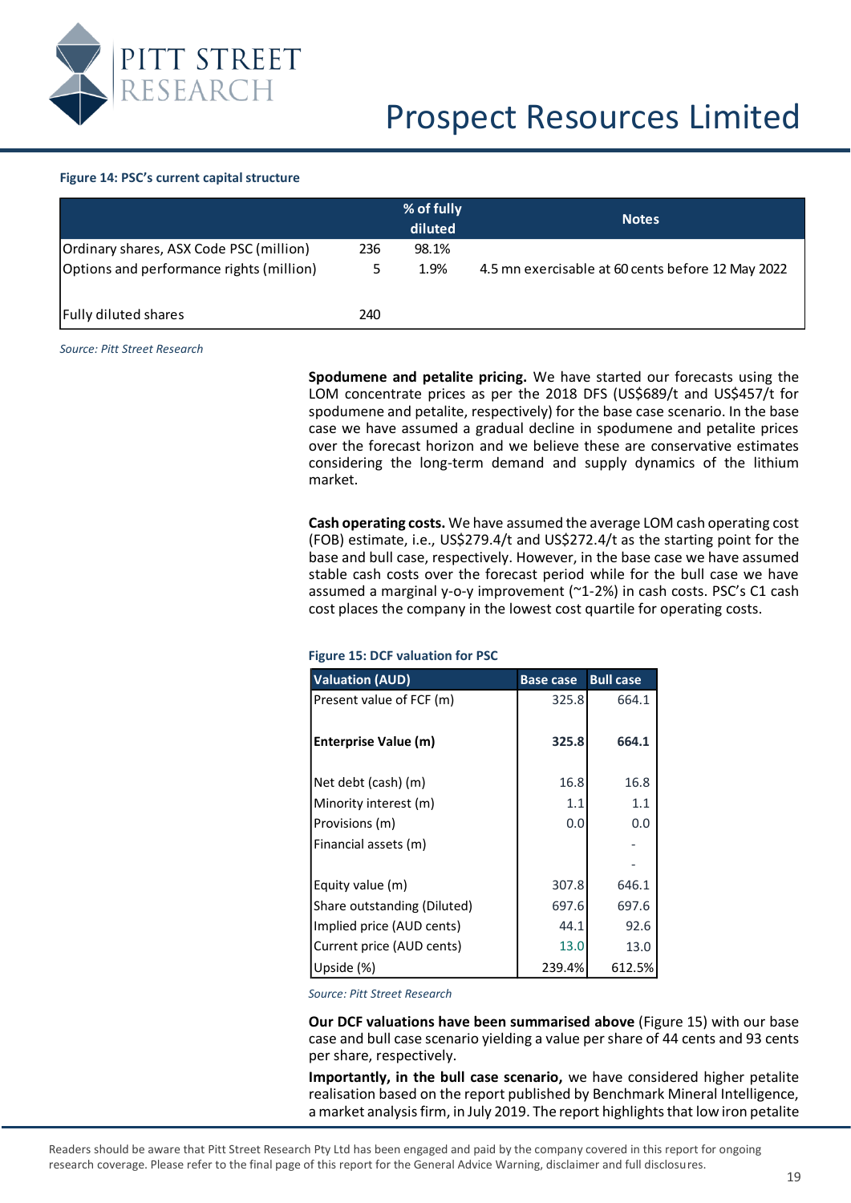**Figure 14: PSC's current capital structure**

| | | % of fully diluted | Notes |
|---|---|---|---|
| Ordinary shares, ASX Code PSC (million) | 236 | 98.1% | |
| Options and performance rights (million) | 5 | 1.9% | 4.5 mn exercisable at 60 cents before 12 May 2022 |
| Fully diluted shares | 240 | | |

*Source: Pitt Street Research*

**Spodumene and petalite pricing.** We have started our forecasts using the LOM concentrate prices as per the 2018 DFS (US$689/t and US$457/t for spodumene and petalite, respectively) for the base case scenario. In the base case we have assumed a gradual decline in spodumene and petalite prices over the forecast horizon and we believe these are conservative estimates considering the long-term demand and supply dynamics of the lithium market.

**Cash operating costs.** We have assumed the average LOM cash operating cost (FOB) estimate, i.e., US$279.4/t and US$272.4/t as the starting point for the base and bull case, respectively. However, in the base case we have assumed stable cash costs over the forecast period while for the bull case we have assumed a marginal y-o-y improvement (~1-2%) in cash costs. PSC's C1 cash cost places the company in the lowest cost quartile for operating costs.

**Figure 15: DCF valuation for PSC**

| Valuation (AUD) | Base case | Bull case |
|---|---|---|
| Present value of FCF (m) | 325.8 | 664.1 |
| **Enterprise Value (m)** | **325.8** | **664.1** |
| Net debt (cash) (m) | 16.8 | 16.8 |
| Minority interest (m) | 1.1 | 1.1 |
| Provisions (m) | 0.0 | 0.0 |
| Financial assets (m) | | - |
| | | - |
| Equity value (m) | 307.8 | 646.1 |
| Share outstanding (Diluted) | 697.6 | 697.6 |
| Implied price (AUD cents) | 44.1 | 92.6 |
| Current price (AUD cents) | 13.0 | 13.0 |
| Upside (%) | 239.4% | 612.5% |

*Source: Pitt Street Research*

**Our DCF valuations have been summarised above** (Figure 15) with our base case and bull case scenario yielding a value per share of 44 cents and 93 cents per share, respectively.

**Importantly, in the bull case scenario,** we have considered higher petalite realisation based on the report published by Benchmark Mineral Intelligence, a market analysis firm, in July 2019. The report highlights that low iron petalite

Readers should be aware that Pitt Street Research Pty Ltd has been engaged and paid by the company covered in this report for ongoing research coverage. Please refer to the final page of this report for the General Advice Warning, disclaimer and full disclosures.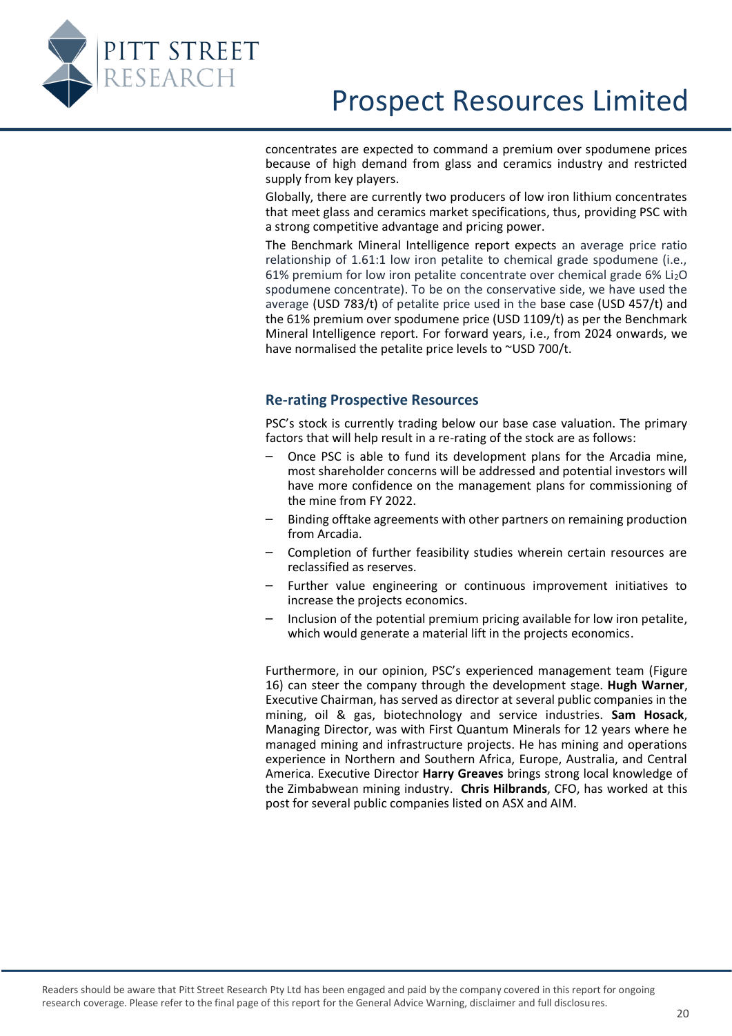concentrates are expected to command a premium over spodumene prices because of high demand from glass and ceramics industry and restricted supply from key players.

Globally, there are currently two producers of low iron lithium concentrates that meet glass and ceramics market specifications, thus, providing PSC with a strong competitive advantage and pricing power.

The Benchmark Mineral Intelligence report expects an average price ratio relationship of 1.61:1 low iron petalite to chemical grade spodumene (i.e., 61% premium for low iron petalite concentrate over chemical grade 6% $Li_2O$ spodumene concentrate). To be on the conservative side, we have used the average (USD 783/t) of petalite price used in the base case (USD 457/t) and the 61% premium over spodumene price (USD 1109/t) as per the Benchmark Mineral Intelligence report. For forward years, i.e., from 2024 onwards, we have normalised the petalite price levels to ~USD 700/t.

## Re-rating Prospective Resources

PSC's stock is currently trading below our base case valuation. The primary factors that will help result in a re-rating of the stock are as follows:

- Once PSC is able to fund its development plans for the Arcadia mine, most shareholder concerns will be addressed and potential investors will have more confidence on the management plans for commissioning of the mine from FY 2022.
- Binding offtake agreements with other partners on remaining production from Arcadia.
- Completion of further feasibility studies wherein certain resources are reclassified as reserves.
- Further value engineering or continuous improvement initiatives to increase the projects economics.
- Inclusion of the potential premium pricing available for low iron petalite, which would generate a material lift in the projects economics.

Furthermore, in our opinion, PSC's experienced management team (Figure 16) can steer the company through the development stage. **Hugh Warner**, Executive Chairman, has served as director at several public companies in the mining, oil & gas, biotechnology and service industries. **Sam Hosack**, Managing Director, was with First Quantum Minerals for 12 years where he managed mining and infrastructure projects. He has mining and operations experience in Northern and Southern Africa, Europe, Australia, and Central America. Executive Director **Harry Greaves** brings strong local knowledge of the Zimbabwean mining industry. **Chris Hilbrands**, CFO, has worked at this post for several public companies listed on ASX and AIM.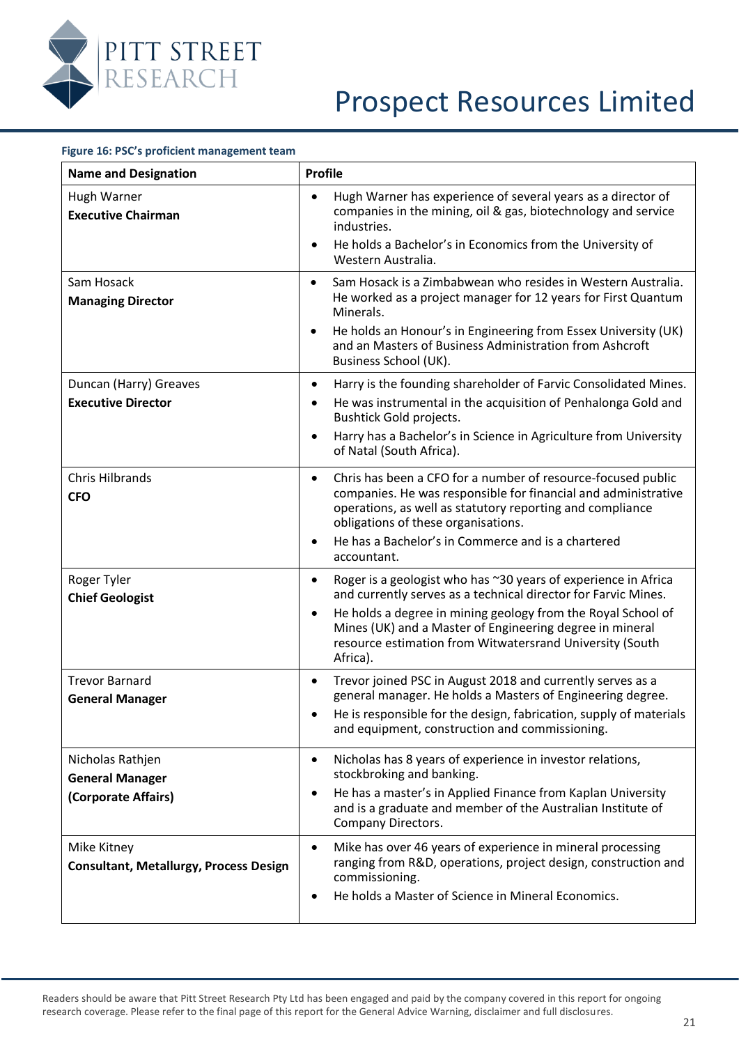**Figure 16: PSC's proficient management team**

| Name and Designation | Profile |
| --- | --- |
| Hugh Warner<br>**Executive Chairman** | • Hugh Warner has experience of several years as a director of companies in the mining, oil & gas, biotechnology and service industries.<br>• He holds a Bachelor's in Economics from the University of Western Australia. |
| Sam Hosack<br>**Managing Director** | • Sam Hosack is a Zimbabwean who resides in Western Australia. He worked as a project manager for 12 years for First Quantum Minerals.<br>• He holds an Honour's in Engineering from Essex University (UK) and an Masters of Business Administration from Ashcroft Business School (UK). |
| Duncan (Harry) Greaves<br>**Executive Director** | • Harry is the founding shareholder of Farvic Consolidated Mines.<br>• He was instrumental in the acquisition of Penhalonga Gold and Bushtick Gold projects.<br>• Harry has a Bachelor's in Science in Agriculture from University of Natal (South Africa). |
| Chris Hilbrands<br>**CFO** | • Chris has been a CFO for a number of resource-focused public companies. He was responsible for financial and administrative operations, as well as statutory reporting and compliance obligations of these organisations.<br>• He has a Bachelor's in Commerce and is a chartered accountant. |
| Roger Tyler<br>**Chief Geologist** | • Roger is a geologist who has ~30 years of experience in Africa and currently serves as a technical director for Farvic Mines.<br>• He holds a degree in mining geology from the Royal School of Mines (UK) and a Master of Engineering degree in mineral resource estimation from Witwatersrand University (South Africa). |
| Trevor Barnard<br>**General Manager** | • Trevor joined PSC in August 2018 and currently serves as a general manager. He holds a Masters of Engineering degree.<br>• He is responsible for the design, fabrication, supply of materials and equipment, construction and commissioning. |
| Nicholas Rathjen<br>**General Manager**<br>**(Corporate Affairs)** | • Nicholas has 8 years of experience in investor relations, stockbroking and banking.<br>• He has a master's in Applied Finance from Kaplan University and is a graduate and member of the Australian Institute of Company Directors. |
| Mike Kitney<br>**Consultant, Metallurgy, Process Design** | • Mike has over 46 years of experience in mineral processing ranging from R&D, operations, project design, construction and commissioning.<br>• He holds a Master of Science in Mineral Economics. |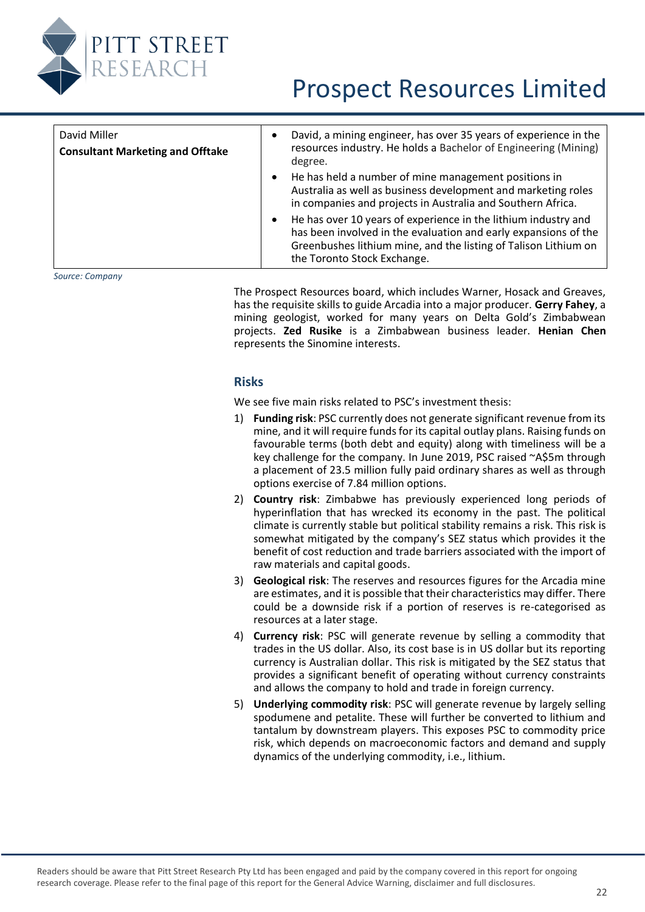| David Miller<br>**Consultant Marketing and Offtake** | • David, a mining engineer, has over 35 years of experience in the resources industry. He holds a Bachelor of Engineering (Mining) degree.<br>• He has held a number of mine management positions in Australia as well as business development and marketing roles in companies and projects in Australia and Southern Africa.<br>• He has over 10 years of experience in the lithium industry and has been involved in the evaluation and early expansions of the Greenbushes lithium mine, and the listing of Talison Lithium on the Toronto Stock Exchange. |
|---|---|

*Source: Company*

The Prospect Resources board, which includes Warner, Hosack and Greaves, has the requisite skills to guide Arcadia into a major producer. **Gerry Fahey**, a mining geologist, worked for many years on Delta Gold's Zimbabwean projects. **Zed Rusike** is a Zimbabwean business leader. **Henian Chen** represents the Sinomine interests.

## Risks

We see five main risks related to PSC's investment thesis:

1) **Funding risk**: PSC currently does not generate significant revenue from its mine, and it will require funds for its capital outlay plans. Raising funds on favourable terms (both debt and equity) along with timeliness will be a key challenge for the company. In June 2019, PSC raised ~A$5m through a placement of 23.5 million fully paid ordinary shares as well as through options exercise of 7.84 million options.
2) **Country risk**: Zimbabwe has previously experienced long periods of hyperinflation that has wrecked its economy in the past. The political climate is currently stable but political stability remains a risk. This risk is somewhat mitigated by the company's SEZ status which provides it the benefit of cost reduction and trade barriers associated with the import of raw materials and capital goods.
3) **Geological risk**: The reserves and resources figures for the Arcadia mine are estimates, and it is possible that their characteristics may differ. There could be a downside risk if a portion of reserves is re-categorised as resources at a later stage.
4) **Currency risk**: PSC will generate revenue by selling a commodity that trades in the US dollar. Also, its cost base is in US dollar but its reporting currency is Australian dollar. This risk is mitigated by the SEZ status that provides a significant benefit of operating without currency constraints and allows the company to hold and trade in foreign currency.
5) **Underlying commodity risk**: PSC will generate revenue by largely selling spodumene and petalite. These will further be converted to lithium and tantalum by downstream players. This exposes PSC to commodity price risk, which depends on macroeconomic factors and demand and supply dynamics of the underlying commodity, i.e., lithium.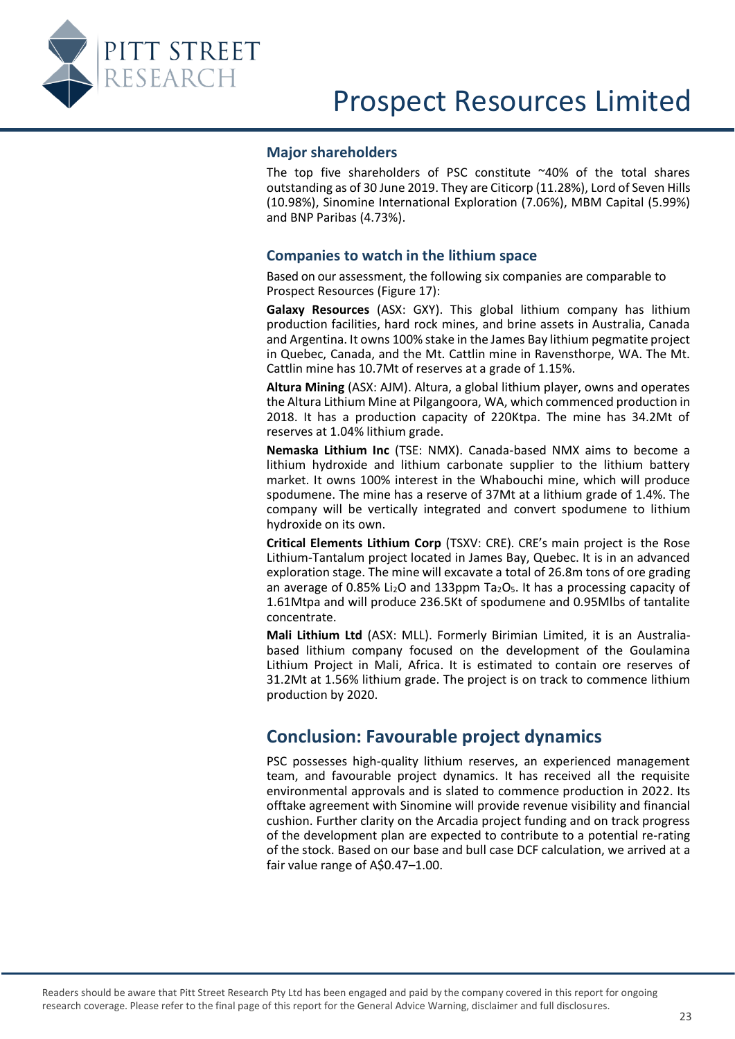## Major shareholders

The top five shareholders of PSC constitute ~40% of the total shares outstanding as of 30 June 2019. They are Citicorp (11.28%), Lord of Seven Hills (10.98%), Sinomine International Exploration (7.06%), MBM Capital (5.99%) and BNP Paribas (4.73%).

## Companies to watch in the lithium space

Based on our assessment, the following six companies are comparable to Prospect Resources (Figure 17):

**Galaxy Resources** (ASX: GXY). This global lithium company has lithium production facilities, hard rock mines, and brine assets in Australia, Canada and Argentina. It owns 100% stake in the James Bay lithium pegmatite project in Quebec, Canada, and the Mt. Cattlin mine in Ravensthorpe, WA. The Mt. Cattlin mine has 10.7Mt of reserves at a grade of 1.15%.

**Altura Mining** (ASX: AJM). Altura, a global lithium player, owns and operates the Altura Lithium Mine at Pilgangoora, WA, which commenced production in 2018. It has a production capacity of 220Ktpa. The mine has 34.2Mt of reserves at 1.04% lithium grade.

**Nemaska Lithium Inc** (TSE: NMX). Canada-based NMX aims to become a lithium hydroxide and lithium carbonate supplier to the lithium battery market. It owns 100% interest in the Whabouchi mine, which will produce spodumene. The mine has a reserve of 37Mt at a lithium grade of 1.4%. The company will be vertically integrated and convert spodumene to lithium hydroxide on its own.

**Critical Elements Lithium Corp** (TSXV: CRE). CRE's main project is the Rose Lithium-Tantalum project located in James Bay, Quebec. It is in an advanced exploration stage. The mine will excavate a total of 26.8m tons of ore grading an average of 0.85% $Li_2O$ and 133ppm $Ta_2O_5$. It has a processing capacity of 1.61Mtpa and will produce 236.5Kt of spodumene and 0.95Mlbs of tantalite concentrate.

**Mali Lithium Ltd** (ASX: MLL). Formerly Birimian Limited, it is an Australia-based lithium company focused on the development of the Goulamina Lithium Project in Mali, Africa. It is estimated to contain ore reserves of 31.2Mt at 1.56% lithium grade. The project is on track to commence lithium production by 2020.

## Conclusion: Favourable project dynamics

PSC possesses high-quality lithium reserves, an experienced management team, and favourable project dynamics. It has received all the requisite environmental approvals and is slated to commence production in 2022. Its offtake agreement with Sinomine will provide revenue visibility and financial cushion. Further clarity on the Arcadia project funding and on track progress of the development plan are expected to contribute to a potential re-rating of the stock. Based on our base and bull case DCF calculation, we arrived at a fair value range of A$0.47–1.00.

Readers should be aware that Pitt Street Research Pty Ltd has been engaged and paid by the company covered in this report for ongoing research coverage. Please refer to the final page of this report for the General Advice Warning, disclaimer and full disclosures.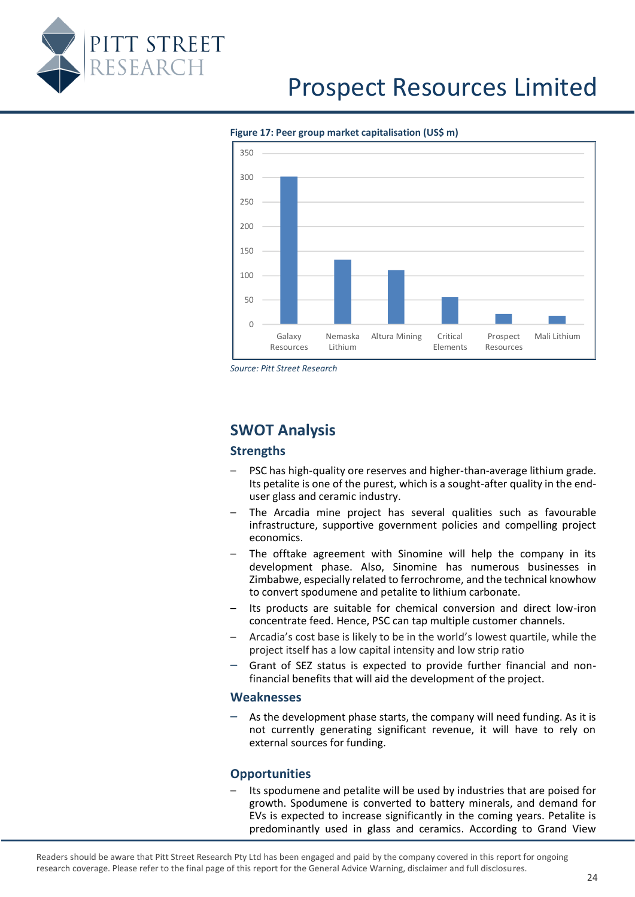**Figure 17: Peer group market capitalisation (US$ m)**

*Source: Pitt Street Research*

## SWOT Analysis

### Strengths

- PSC has high-quality ore reserves and higher-than-average lithium grade. Its petalite is one of the purest, which is a sought-after quality in the end-user glass and ceramic industry.
- The Arcadia mine project has several qualities such as favourable infrastructure, supportive government policies and compelling project economics.
- The offtake agreement with Sinomine will help the company in its development phase. Also, Sinomine has numerous businesses in Zimbabwe, especially related to ferrochrome, and the technical knowhow to convert spodumene and petalite to lithium carbonate.
- Its products are suitable for chemical conversion and direct low-iron concentrate feed. Hence, PSC can tap multiple customer channels.
- Arcadia's cost base is likely to be in the world's lowest quartile, while the project itself has a low capital intensity and low strip ratio
- Grant of SEZ status is expected to provide further financial and non-financial benefits that will aid the development of the project.

### Weaknesses

- As the development phase starts, the company will need funding. As it is not currently generating significant revenue, it will have to rely on external sources for funding.

### Opportunities

- Its spodumene and petalite will be used by industries that are poised for growth. Spodumene is converted to battery minerals, and demand for EVs is expected to increase significantly in the coming years. Petalite is predominantly used in glass and ceramics. According to Grand View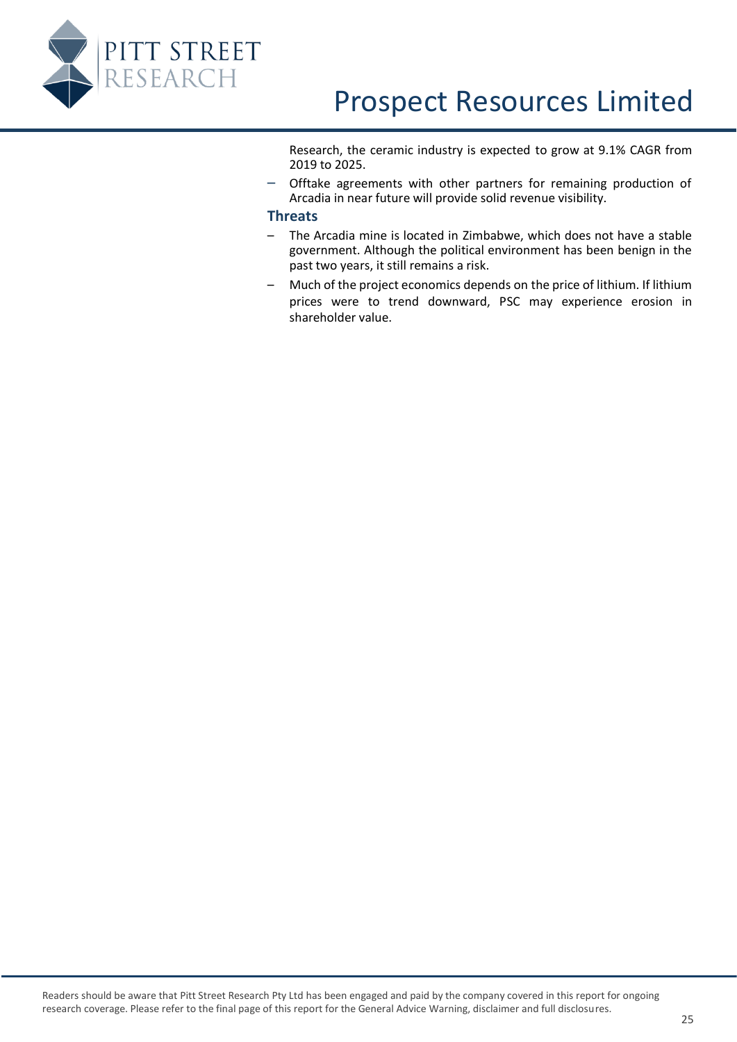Research, the ceramic industry is expected to grow at 9.1% CAGR from 2019 to 2025.

- Offtake agreements with other partners for remaining production of Arcadia in near future will provide solid revenue visibility.

### Threats

- The Arcadia mine is located in Zimbabwe, which does not have a stable government. Although the political environment has been benign in the past two years, it still remains a risk.
- Much of the project economics depends on the price of lithium. If lithium prices were to trend downward, PSC may experience erosion in shareholder value.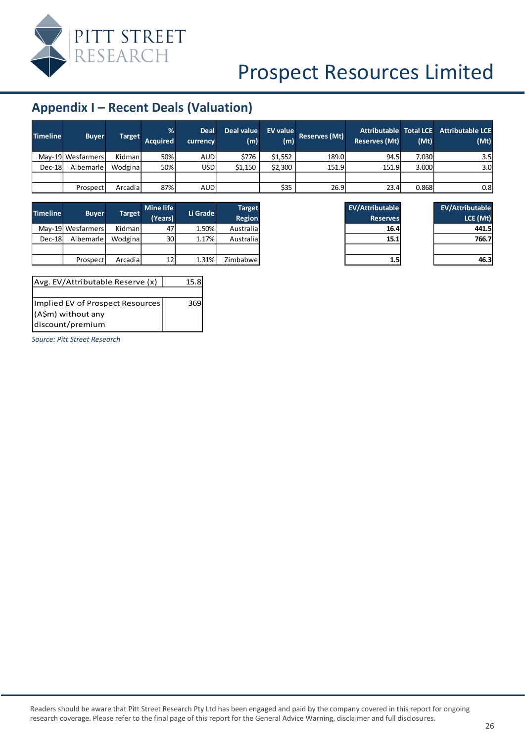## Appendix I – Recent Deals (Valuation)

| Timeline | Buyer | Target | % Acquired | Deal currency | Deal value (m) | EV value (m) | Reserves (Mt) | Attributable Reserves (Mt) | Total LCE (Mt) | Attributable LCE (Mt) |
|---|---|---|---|---|---|---|---|---|---|---|
| May-19 | Wesfarmers | Kidman | 50% | AUD | $776 | $1,552 | 189.0 | 94.5 | 7.030 | 3.5 |
| Dec-18 | Albemarle | Wodgina | 50% | USD | $1,150 | $2,300 | 151.9 | 151.9 | 3.000 | 3.0 |
| | | | | | | | | | | |
| | Prospect | Arcadia | 87% | AUD | | $35 | 26.9 | 23.4 | 0.868 | 0.8 |

| Timeline | Buyer | Target | Mine life (Years) | Li Grade | Target Region | EV/Attributable Reserves | EV/Attributable LCE (Mt) |
|---|---|---|---|---|---|---|---|
| May-19 | Wesfarmers | Kidman | 47 | 1.50% | Australia | **16.4** | **441.5** |
| Dec-18 | Albemarle | Wodgina | 30 | 1.17% | Australia | **15.1** | **766.7** |
| | | | | | | | |
| | Prospect | Arcadia | 12 | 1.31% | Zimbabwe | **1.5** | **46.3** |

| Avg. EV/Attributable Reserve (x) | 15.8 |
|---|---|
| | |
| Implied EV of Prospect Resources (A$m) without any discount/premium | 369 |

*Source: Pitt Street Research*

Readers should be aware that Pitt Street Research Pty Ltd has been engaged and paid by the company covered in this report for ongoing research coverage. Please refer to the final page of this report for the General Advice Warning, disclaimer and full disclosures.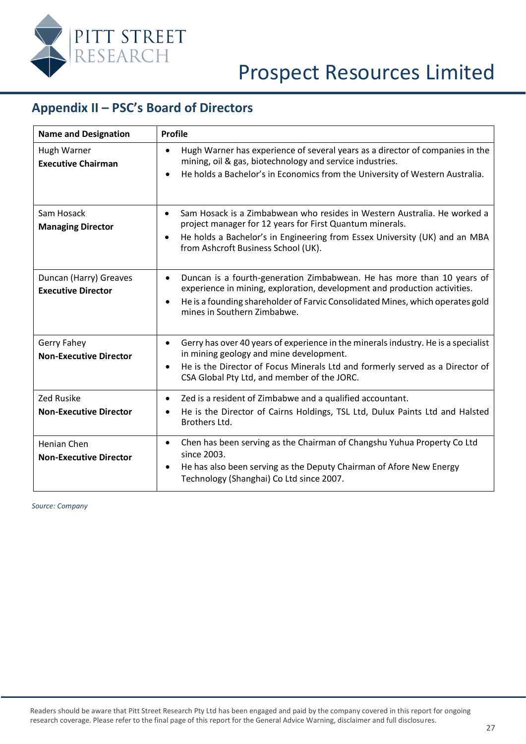## Appendix II – PSC's Board of Directors

| Name and Designation | Profile |
|---|---|
| Hugh Warner<br>**Executive Chairman** | • Hugh Warner has experience of several years as a director of companies in the mining, oil & gas, biotechnology and service industries.<br>• He holds a Bachelor's in Economics from the University of Western Australia. |
| Sam Hosack<br>**Managing Director** | • Sam Hosack is a Zimbabwean who resides in Western Australia. He worked a project manager for 12 years for First Quantum minerals.<br>• He holds a Bachelor's in Engineering from Essex University (UK) and an MBA from Ashcroft Business School (UK). |
| Duncan (Harry) Greaves<br>**Executive Director** | • Duncan is a fourth-generation Zimbabwean. He has more than 10 years of experience in mining, exploration, development and production activities.<br>• He is a founding shareholder of Farvic Consolidated Mines, which operates gold mines in Southern Zimbabwe. |
| Gerry Fahey<br>**Non-Executive Director** | • Gerry has over 40 years of experience in the minerals industry. He is a specialist in mining geology and mine development.<br>• He is the Director of Focus Minerals Ltd and formerly served as a Director of CSA Global Pty Ltd, and member of the JORC. |
| Zed Rusike<br>**Non-Executive Director** | • Zed is a resident of Zimbabwe and a qualified accountant.<br>• He is the Director of Cairns Holdings, TSL Ltd, Dulux Paints Ltd and Halsted Brothers Ltd. |
| Henian Chen<br>**Non-Executive Director** | • Chen has been serving as the Chairman of Changshu Yuhua Property Co Ltd since 2003.<br>• He has also been serving as the Deputy Chairman of Afore New Energy Technology (Shanghai) Co Ltd since 2007. |

*Source: Company*

Readers should be aware that Pitt Street Research Pty Ltd has been engaged and paid by the company covered in this report for ongoing research coverage. Please refer to the final page of this report for the General Advice Warning, disclaimer and full disclosures.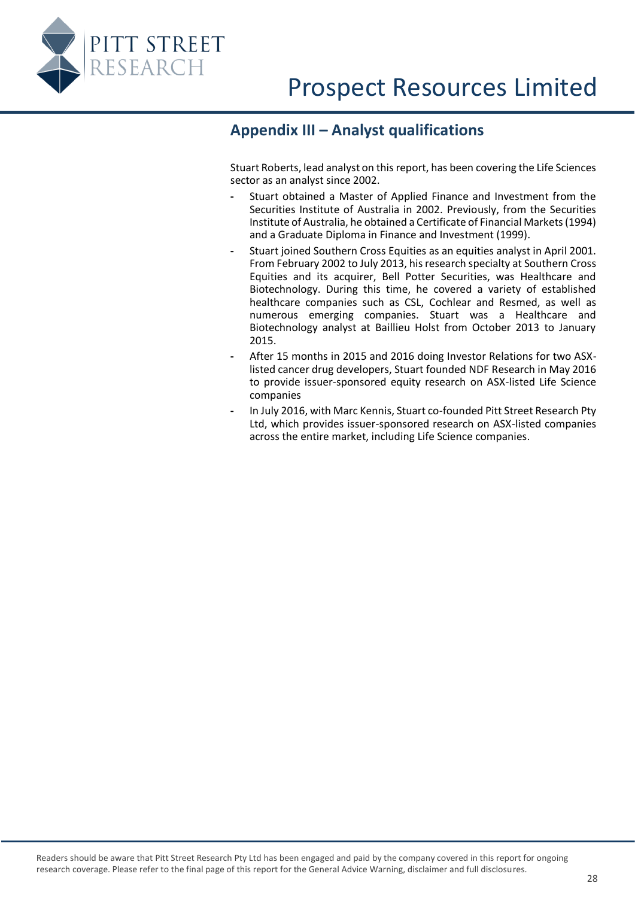## Appendix III – Analyst qualifications

Stuart Roberts, lead analyst on this report, has been covering the Life Sciences sector as an analyst since 2002.

- Stuart obtained a Master of Applied Finance and Investment from the Securities Institute of Australia in 2002. Previously, from the Securities Institute of Australia, he obtained a Certificate of Financial Markets (1994) and a Graduate Diploma in Finance and Investment (1999).
- Stuart joined Southern Cross Equities as an equities analyst in April 2001. From February 2002 to July 2013, his research specialty at Southern Cross Equities and its acquirer, Bell Potter Securities, was Healthcare and Biotechnology. During this time, he covered a variety of established healthcare companies such as CSL, Cochlear and Resmed, as well as numerous emerging companies. Stuart was a Healthcare and Biotechnology analyst at Baillieu Holst from October 2013 to January 2015.
- After 15 months in 2015 and 2016 doing Investor Relations for two ASX-listed cancer drug developers, Stuart founded NDF Research in May 2016 to provide issuer-sponsored equity research on ASX-listed Life Science companies
- In July 2016, with Marc Kennis, Stuart co-founded Pitt Street Research Pty Ltd, which provides issuer-sponsored research on ASX-listed companies across the entire market, including Life Science companies.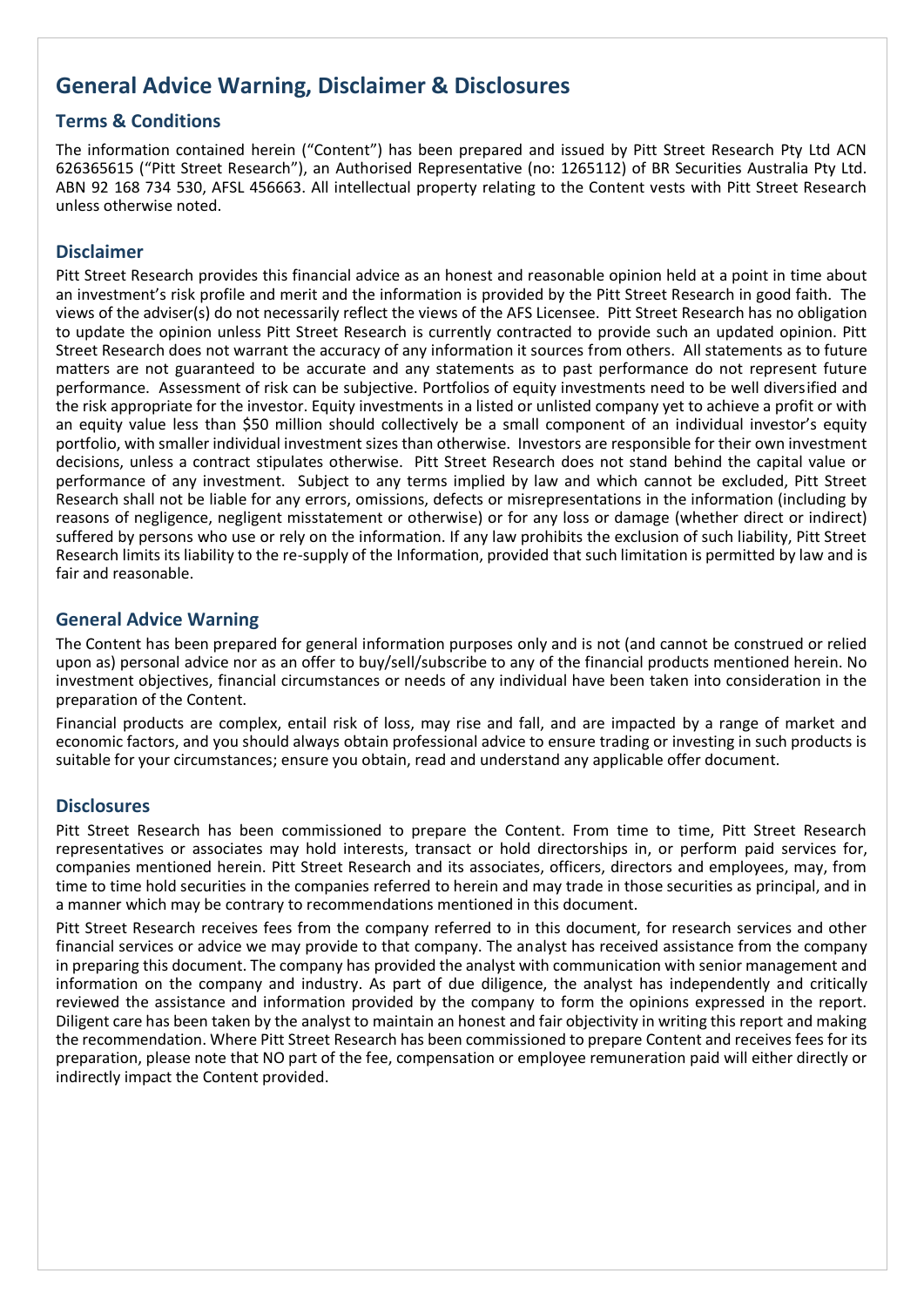# General Advice Warning, Disclaimer & Disclosures

## Terms & Conditions

The information contained herein ("Content") has been prepared and issued by Pitt Street Research Pty Ltd ACN 626365615 ("Pitt Street Research"), an Authorised Representative (no: 1265112) of BR Securities Australia Pty Ltd. ABN 92 168 734 530, AFSL 456663. All intellectual property relating to the Content vests with Pitt Street Research unless otherwise noted.

## Disclaimer

Pitt Street Research provides this financial advice as an honest and reasonable opinion held at a point in time about an investment's risk profile and merit and the information is provided by the Pitt Street Research in good faith. The views of the adviser(s) do not necessarily reflect the views of the AFS Licensee. Pitt Street Research has no obligation to update the opinion unless Pitt Street Research is currently contracted to provide such an updated opinion. Pitt Street Research does not warrant the accuracy of any information it sources from others. All statements as to future matters are not guaranteed to be accurate and any statements as to past performance do not represent future performance. Assessment of risk can be subjective. Portfolios of equity investments need to be well diversified and the risk appropriate for the investor. Equity investments in a listed or unlisted company yet to achieve a profit or with an equity value less than $50 million should collectively be a small component of an individual investor's equity portfolio, with smaller individual investment sizes than otherwise. Investors are responsible for their own investment decisions, unless a contract stipulates otherwise. Pitt Street Research does not stand behind the capital value or performance of any investment. Subject to any terms implied by law and which cannot be excluded, Pitt Street Research shall not be liable for any errors, omissions, defects or misrepresentations in the information (including by reasons of negligence, negligent misstatement or otherwise) or for any loss or damage (whether direct or indirect) suffered by persons who use or rely on the information. If any law prohibits the exclusion of such liability, Pitt Street Research limits its liability to the re-supply of the Information, provided that such limitation is permitted by law and is fair and reasonable.

## General Advice Warning

The Content has been prepared for general information purposes only and is not (and cannot be construed or relied upon as) personal advice nor as an offer to buy/sell/subscribe to any of the financial products mentioned herein. No investment objectives, financial circumstances or needs of any individual have been taken into consideration in the preparation of the Content.

Financial products are complex, entail risk of loss, may rise and fall, and are impacted by a range of market and economic factors, and you should always obtain professional advice to ensure trading or investing in such products is suitable for your circumstances; ensure you obtain, read and understand any applicable offer document.

## Disclosures

Pitt Street Research has been commissioned to prepare the Content. From time to time, Pitt Street Research representatives or associates may hold interests, transact or hold directorships in, or perform paid services for, companies mentioned herein. Pitt Street Research and its associates, officers, directors and employees, may, from time to time hold securities in the companies referred to herein and may trade in those securities as principal, and in a manner which may be contrary to recommendations mentioned in this document.

Pitt Street Research receives fees from the company referred to in this document, for research services and other financial services or advice we may provide to that company. The analyst has received assistance from the company in preparing this document. The company has provided the analyst with communication with senior management and information on the company and industry. As part of due diligence, the analyst has independently and critically reviewed the assistance and information provided by the company to form the opinions expressed in the report. Diligent care has been taken by the analyst to maintain an honest and fair objectivity in writing this report and making the recommendation. Where Pitt Street Research has been commissioned to prepare Content and receives fees for its preparation, please note that NO part of the fee, compensation or employee remuneration paid will either directly or indirectly impact the Content provided.